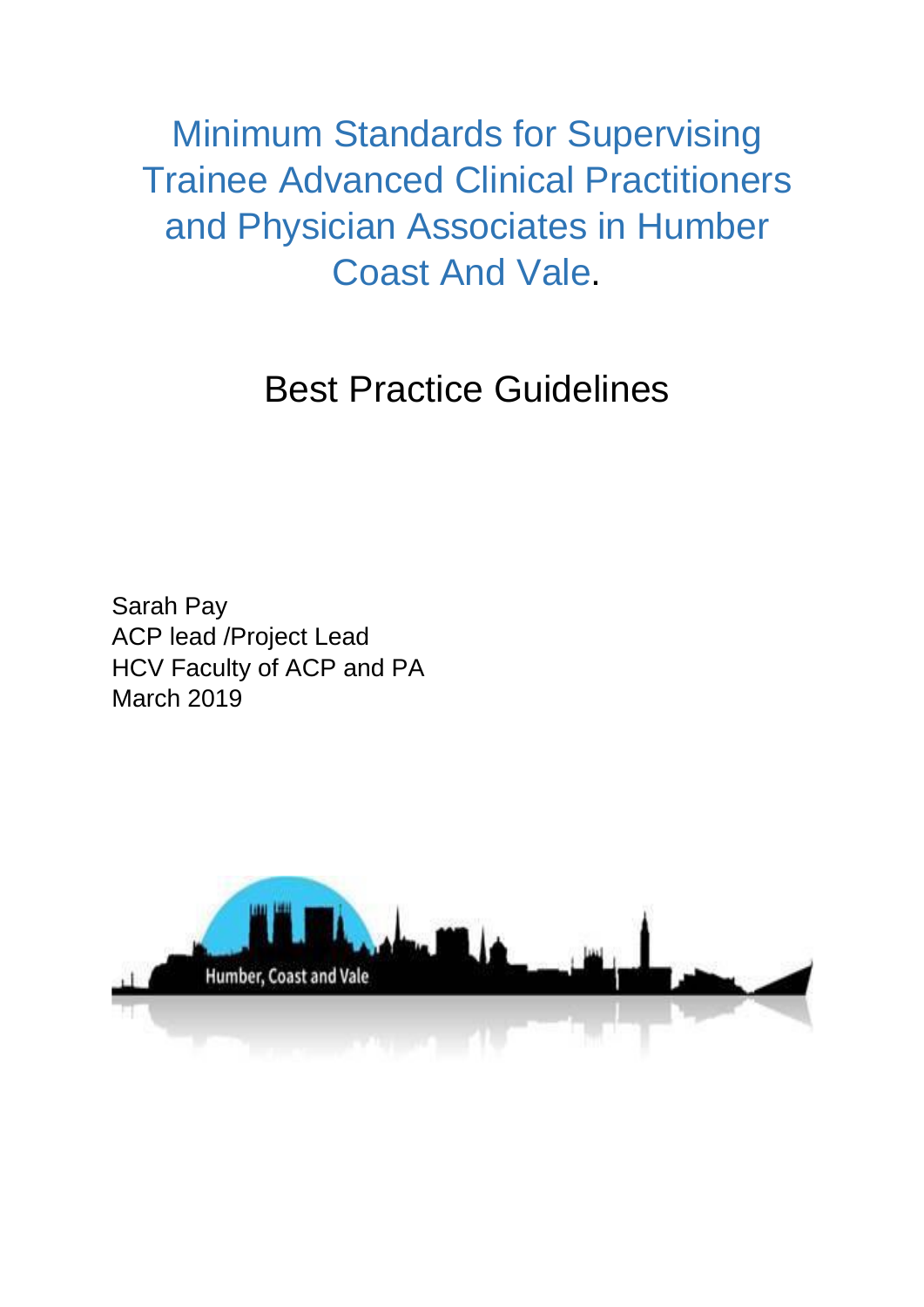# Minimum Standards for Supervising Trainee Advanced Clinical Practitioners and Physician Associates in Humber Coast And Vale.

## Best Practice Guidelines

Sarah Pay
ACP lead /Project Lead
HCV Faculty of ACP and PA
March 2019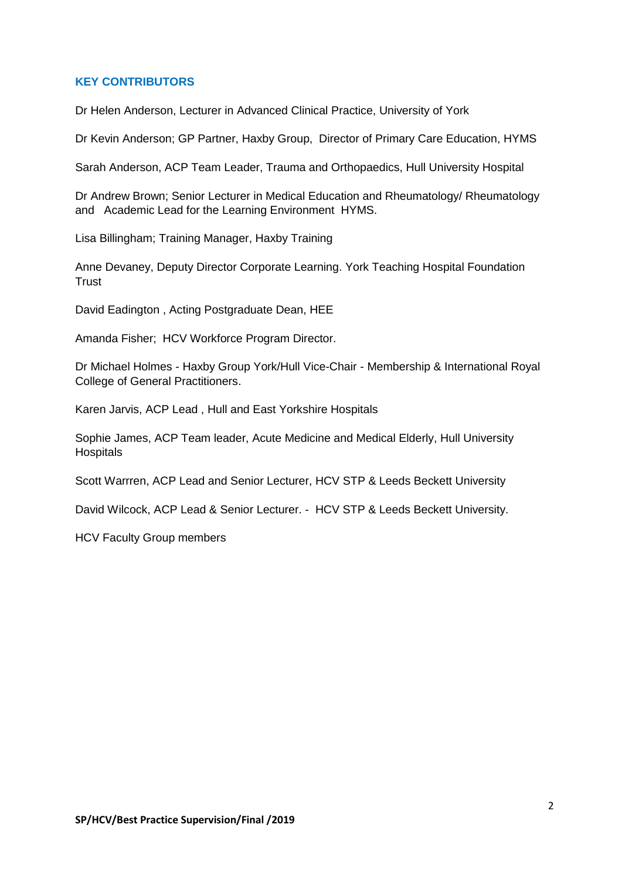## KEY CONTRIBUTORS

Dr Helen Anderson, Lecturer in Advanced Clinical Practice, University of York

Dr Kevin Anderson; GP Partner, Haxby Group, Director of Primary Care Education, HYMS

Sarah Anderson, ACP Team Leader, Trauma and Orthopaedics, Hull University Hospital

Dr Andrew Brown; Senior Lecturer in Medical Education and Rheumatology/ Rheumatology and Academic Lead for the Learning Environment HYMS.

Lisa Billingham; Training Manager, Haxby Training

Anne Devaney, Deputy Director Corporate Learning. York Teaching Hospital Foundation Trust

David Eadington , Acting Postgraduate Dean, HEE

Amanda Fisher; HCV Workforce Program Director.

Dr Michael Holmes - Haxby Group York/Hull Vice-Chair - Membership & International Royal College of General Practitioners.

Karen Jarvis, ACP Lead , Hull and East Yorkshire Hospitals

Sophie James, ACP Team leader, Acute Medicine and Medical Elderly, Hull University Hospitals

Scott Warrren, ACP Lead and Senior Lecturer, HCV STP & Leeds Beckett University

David Wilcock, ACP Lead & Senior Lecturer. - HCV STP & Leeds Beckett University.

HCV Faculty Group members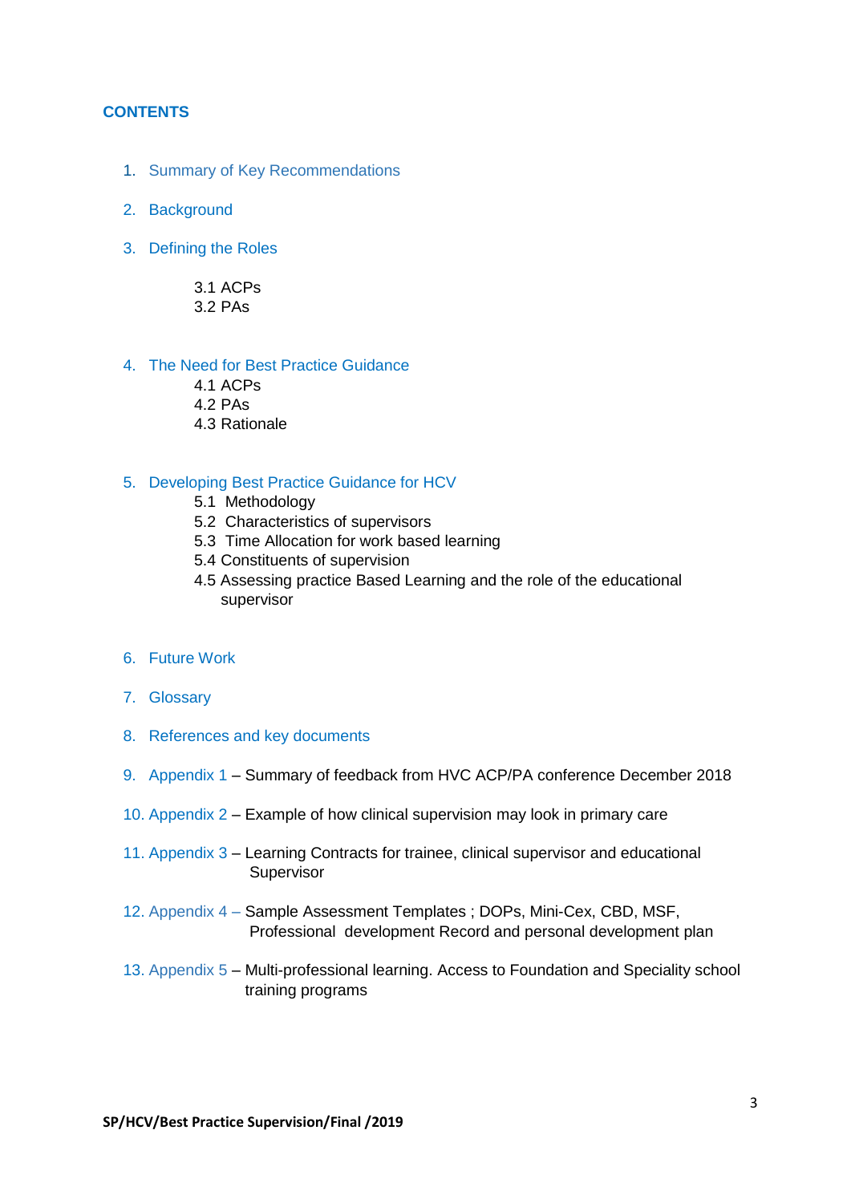## CONTENTS

1. Summary of Key Recommendations

2. Background

3. Defining the Roles

   3.1 ACPs
   3.2 PAs

4. The Need for Best Practice Guidance

   4.1 ACPs
   4.2 PAs
   4.3 Rationale

5. Developing Best Practice Guidance for HCV

   5.1 Methodology
   5.2 Characteristics of supervisors
   5.3 Time Allocation for work based learning
   5.4 Constituents of supervision
   4.5 Assessing practice Based Learning and the role of the educational supervisor

6. Future Work

7. Glossary

8. References and key documents

9. Appendix 1 – Summary of feedback from HVC ACP/PA conference December 2018

10. Appendix 2 – Example of how clinical supervision may look in primary care

11. Appendix 3 – Learning Contracts for trainee, clinical supervisor and educational Supervisor

12. Appendix 4 – Sample Assessment Templates ; DOPs, Mini-Cex, CBD, MSF, Professional development Record and personal development plan

13. Appendix 5 – Multi-professional learning. Access to Foundation and Speciality school training programs

**SP/HCV/Best Practice Supervision/Final /2019**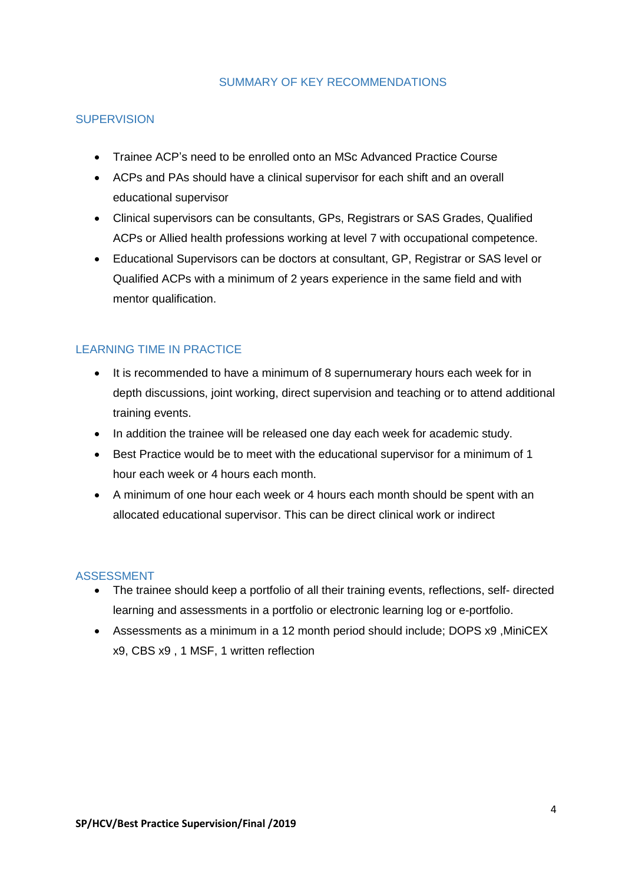# SUMMARY OF KEY RECOMMENDATIONS

## SUPERVISION

- Trainee ACP's need to be enrolled onto an MSc Advanced Practice Course
- ACPs and PAs should have a clinical supervisor for each shift and an overall educational supervisor
- Clinical supervisors can be consultants, GPs, Registrars or SAS Grades, Qualified ACPs or Allied health professions working at level 7 with occupational competence.
- Educational Supervisors can be doctors at consultant, GP, Registrar or SAS level or Qualified ACPs with a minimum of 2 years experience in the same field and with mentor qualification.

## LEARNING TIME IN PRACTICE

- It is recommended to have a minimum of 8 supernumerary hours each week for in depth discussions, joint working, direct supervision and teaching or to attend additional training events.
- In addition the trainee will be released one day each week for academic study.
- Best Practice would be to meet with the educational supervisor for a minimum of 1 hour each week or 4 hours each month.
- A minimum of one hour each week or 4 hours each month should be spent with an allocated educational supervisor. This can be direct clinical work or indirect

## ASSESSMENT

- The trainee should keep a portfolio of all their training events, reflections, self- directed learning and assessments in a portfolio or electronic learning log or e-portfolio.
- Assessments as a minimum in a 12 month period should include; DOPS x9 ,MiniCEX x9, CBS x9 , 1 MSF, 1 written reflection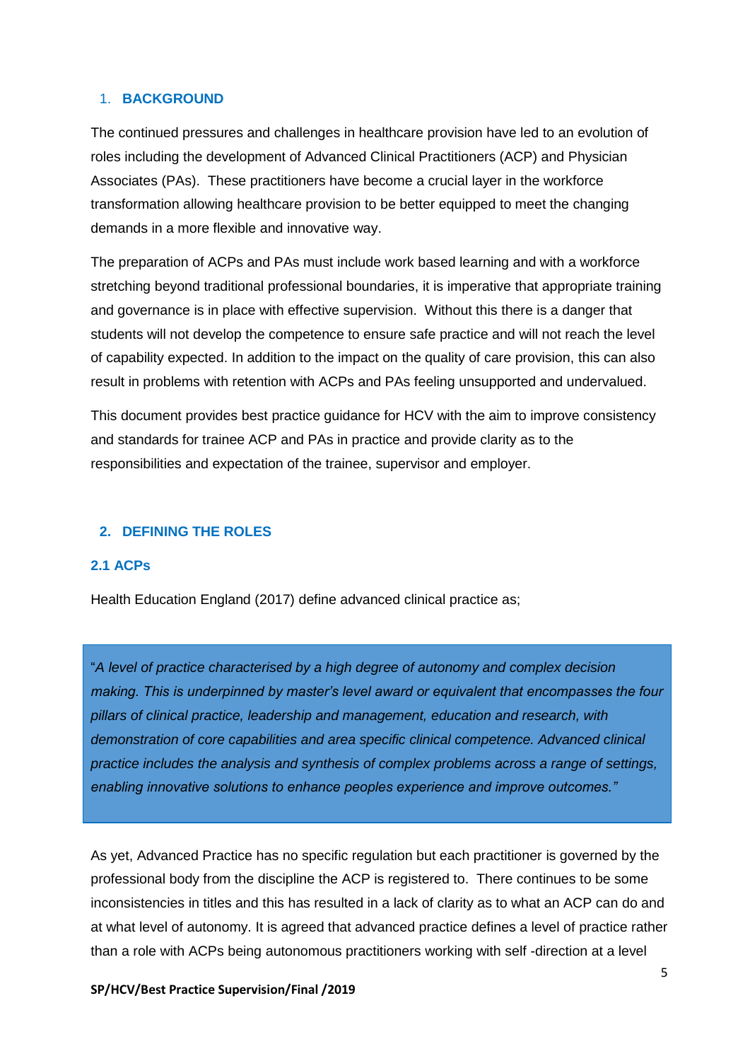## 1. BACKGROUND

The continued pressures and challenges in healthcare provision have led to an evolution of roles including the development of Advanced Clinical Practitioners (ACP) and Physician Associates (PAs). These practitioners have become a crucial layer in the workforce transformation allowing healthcare provision to be better equipped to meet the changing demands in a more flexible and innovative way.

The preparation of ACPs and PAs must include work based learning and with a workforce stretching beyond traditional professional boundaries, it is imperative that appropriate training and governance is in place with effective supervision. Without this there is a danger that students will not develop the competence to ensure safe practice and will not reach the level of capability expected. In addition to the impact on the quality of care provision, this can also result in problems with retention with ACPs and PAs feeling unsupported and undervalued.

This document provides best practice guidance for HCV with the aim to improve consistency and standards for trainee ACP and PAs in practice and provide clarity as to the responsibilities and expectation of the trainee, supervisor and employer.

## 2. DEFINING THE ROLES

### 2.1 ACPs

Health Education England (2017) define advanced clinical practice as;

> "*A level of practice characterised by a high degree of autonomy and complex decision making. This is underpinned by master's level award or equivalent that encompasses the four pillars of clinical practice, leadership and management, education and research, with demonstration of core capabilities and area specific clinical competence. Advanced clinical practice includes the analysis and synthesis of complex problems across a range of settings, enabling innovative solutions to enhance peoples experience and improve outcomes.*"

As yet, Advanced Practice has no specific regulation but each practitioner is governed by the professional body from the discipline the ACP is registered to. There continues to be some inconsistencies in titles and this has resulted in a lack of clarity as to what an ACP can do and at what level of autonomy. It is agreed that advanced practice defines a level of practice rather than a role with ACPs being autonomous practitioners working with self -direction at a level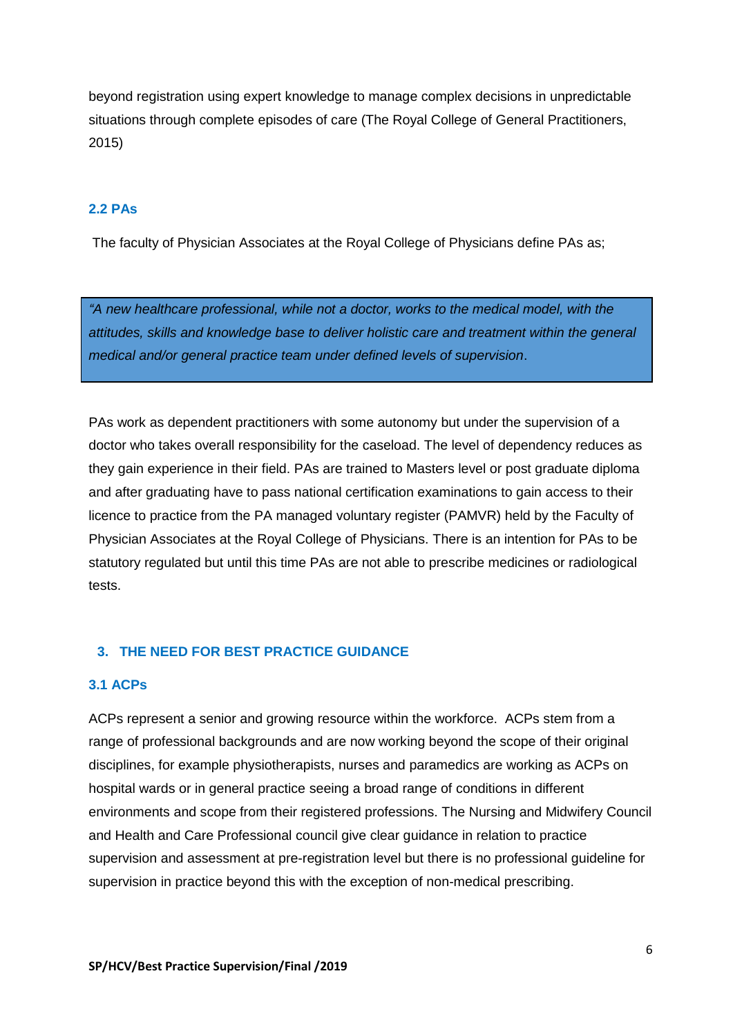beyond registration using expert knowledge to manage complex decisions in unpredictable situations through complete episodes of care (The Royal College of General Practitioners, 2015)

### 2.2 PAs

The faculty of Physician Associates at the Royal College of Physicians define PAs as;

> *"A new healthcare professional, while not a doctor, works to the medical model, with the attitudes, skills and knowledge base to deliver holistic care and treatment within the general medical and/or general practice team under defined levels of supervision*.

PAs work as dependent practitioners with some autonomy but under the supervision of a doctor who takes overall responsibility for the caseload. The level of dependency reduces as they gain experience in their field. PAs are trained to Masters level or post graduate diploma and after graduating have to pass national certification examinations to gain access to their licence to practice from the PA managed voluntary register (PAMVR) held by the Faculty of Physician Associates at the Royal College of Physicians. There is an intention for PAs to be statutory regulated but until this time PAs are not able to prescribe medicines or radiological tests.

## 3. THE NEED FOR BEST PRACTICE GUIDANCE

### 3.1 ACPs

ACPs represent a senior and growing resource within the workforce. ACPs stem from a range of professional backgrounds and are now working beyond the scope of their original disciplines, for example physiotherapists, nurses and paramedics are working as ACPs on hospital wards or in general practice seeing a broad range of conditions in different environments and scope from their registered professions. The Nursing and Midwifery Council and Health and Care Professional council give clear guidance in relation to practice supervision and assessment at pre-registration level but there is no professional guideline for supervision in practice beyond this with the exception of non-medical prescribing.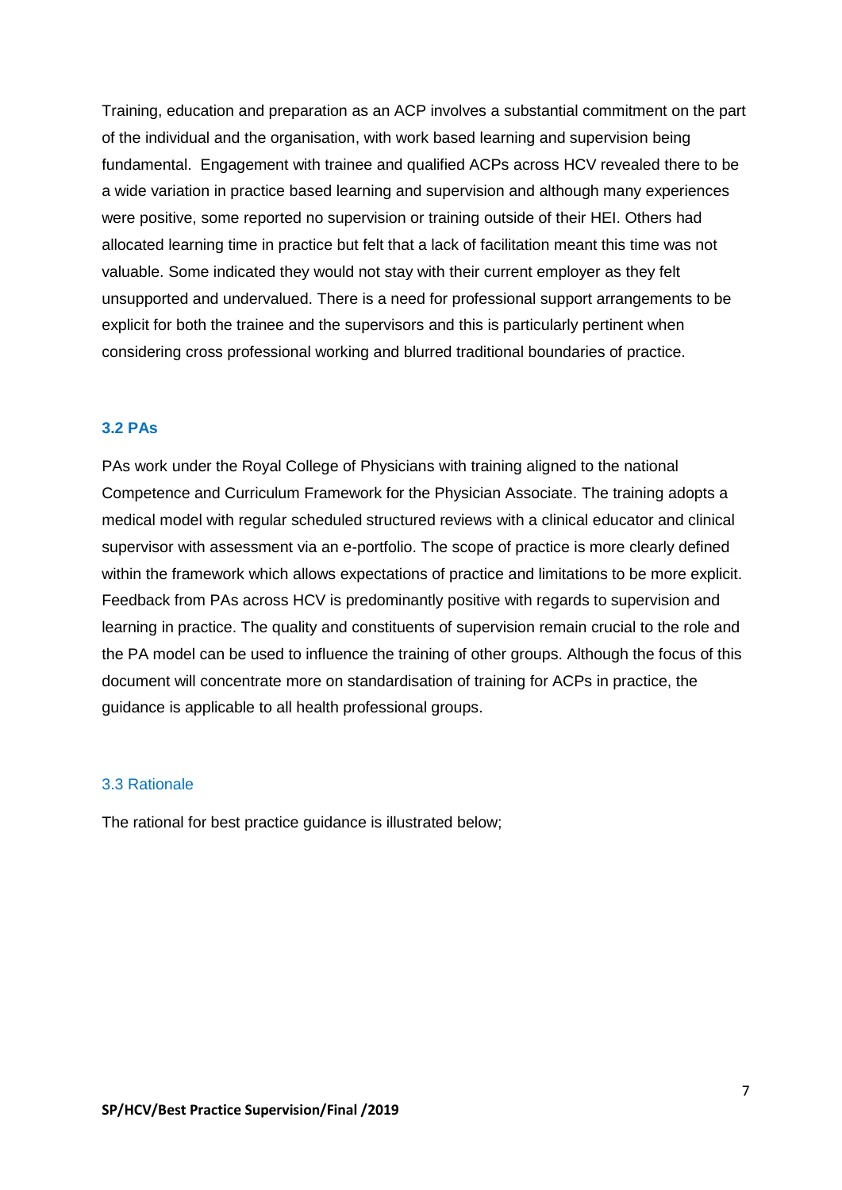Training, education and preparation as an ACP involves a substantial commitment on the part of the individual and the organisation, with work based learning and supervision being fundamental. Engagement with trainee and qualified ACPs across HCV revealed there to be a wide variation in practice based learning and supervision and although many experiences were positive, some reported no supervision or training outside of their HEI. Others had allocated learning time in practice but felt that a lack of facilitation meant this time was not valuable. Some indicated they would not stay with their current employer as they felt unsupported and undervalued. There is a need for professional support arrangements to be explicit for both the trainee and the supervisors and this is particularly pertinent when considering cross professional working and blurred traditional boundaries of practice.

### 3.2 PAs

PAs work under the Royal College of Physicians with training aligned to the national Competence and Curriculum Framework for the Physician Associate. The training adopts a medical model with regular scheduled structured reviews with a clinical educator and clinical supervisor with assessment via an e-portfolio. The scope of practice is more clearly defined within the framework which allows expectations of practice and limitations to be more explicit. Feedback from PAs across HCV is predominantly positive with regards to supervision and learning in practice. The quality and constituents of supervision remain crucial to the role and the PA model can be used to influence the training of other groups. Although the focus of this document will concentrate more on standardisation of training for ACPs in practice, the guidance is applicable to all health professional groups.

### 3.3 Rationale

The rational for best practice guidance is illustrated below;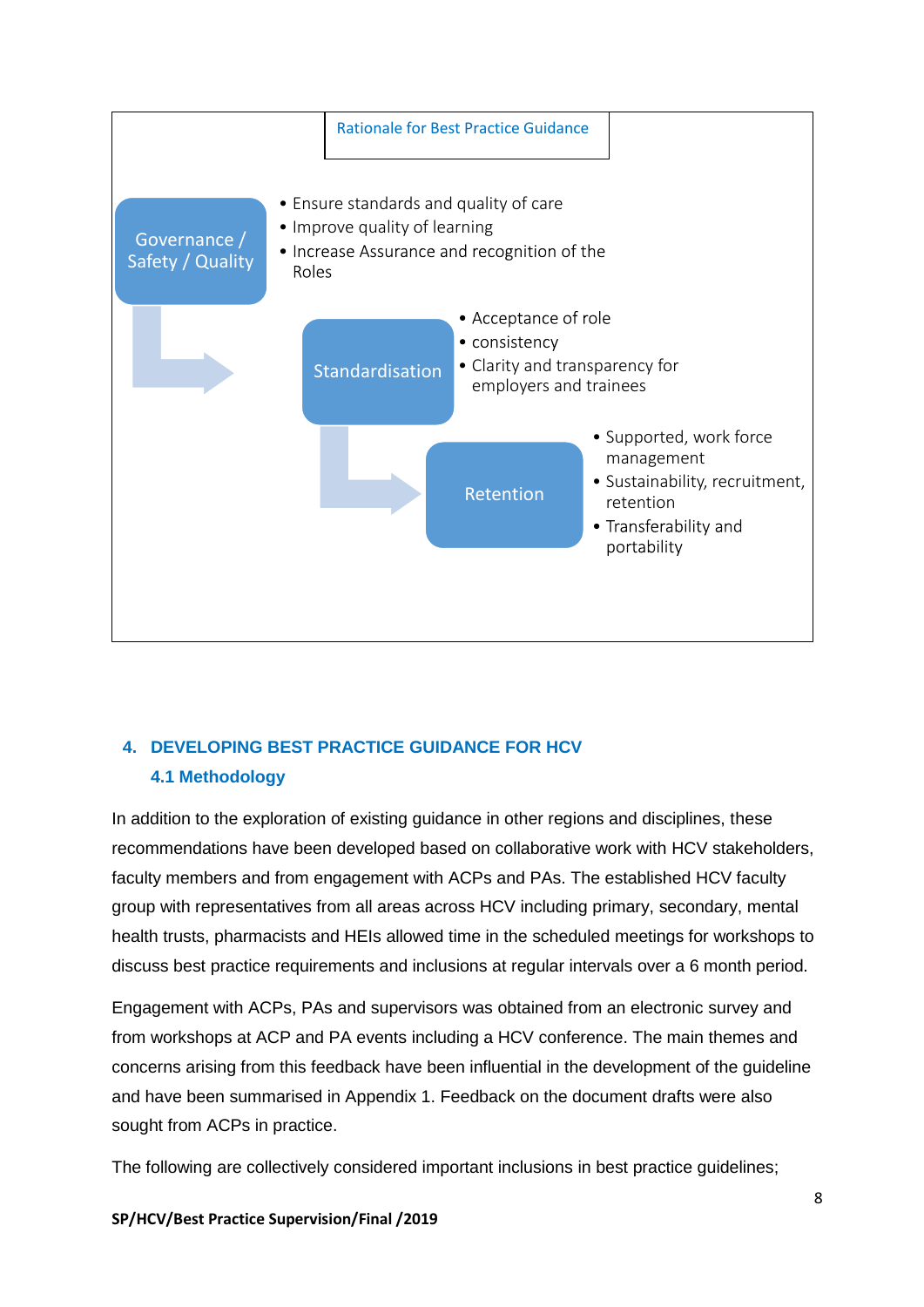**Rationale for Best Practice Guidance**

**Governance / Safety / Quality**

- Ensure standards and quality of care
- Improve quality of learning
- Increase Assurance and recognition of the Roles

**Standardisation**

- Acceptance of role
- consistency
- Clarity and transparency for employers and trainees

**Retention**

- Supported, work force management
- Sustainability, recruitment, retention
- Transferability and portability

## 4. DEVELOPING BEST PRACTICE GUIDANCE FOR HCV

### 4.1 Methodology

In addition to the exploration of existing guidance in other regions and disciplines, these recommendations have been developed based on collaborative work with HCV stakeholders, faculty members and from engagement with ACPs and PAs. The established HCV faculty group with representatives from all areas across HCV including primary, secondary, mental health trusts, pharmacists and HEIs allowed time in the scheduled meetings for workshops to discuss best practice requirements and inclusions at regular intervals over a 6 month period.

Engagement with ACPs, PAs and supervisors was obtained from an electronic survey and from workshops at ACP and PA events including a HCV conference. The main themes and concerns arising from this feedback have been influential in the development of the guideline and have been summarised in Appendix 1. Feedback on the document drafts were also sought from ACPs in practice.

The following are collectively considered important inclusions in best practice guidelines;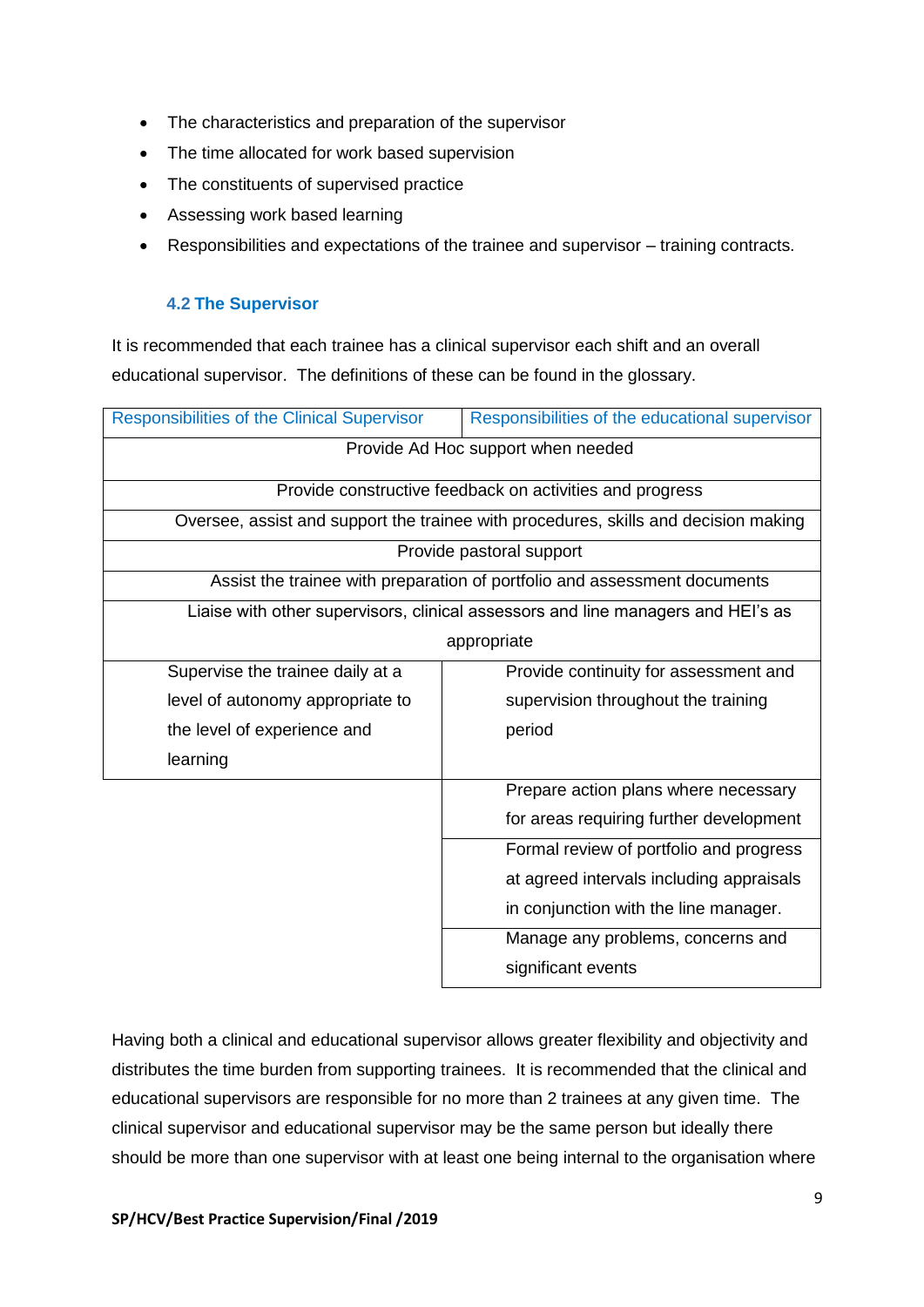- The characteristics and preparation of the supervisor
- The time allocated for work based supervision
- The constituents of supervised practice
- Assessing work based learning
- Responsibilities and expectations of the trainee and supervisor – training contracts.

### 4.2 The Supervisor

It is recommended that each trainee has a clinical supervisor each shift and an overall educational supervisor. The definitions of these can be found in the glossary.

| Responsibilities of the Clinical Supervisor | Responsibilities of the educational supervisor |
|---|---|
| Provide Ad Hoc support when needed | |
| Provide constructive feedback on activities and progress | |
| Oversee, assist and support the trainee with procedures, skills and decision making | |
| Provide pastoral support | |
| Assist the trainee with preparation of portfolio and assessment documents | |
| Liaise with other supervisors, clinical assessors and line managers and HEI's as appropriate | |
| Supervise the trainee daily at a level of autonomy appropriate to the level of experience and learning | Provide continuity for assessment and supervision throughout the training period |
| | Prepare action plans where necessary for areas requiring further development |
| | Formal review of portfolio and progress at agreed intervals including appraisals in conjunction with the line manager. |
| | Manage any problems, concerns and significant events |

Having both a clinical and educational supervisor allows greater flexibility and objectivity and distributes the time burden from supporting trainees. It is recommended that the clinical and educational supervisors are responsible for no more than 2 trainees at any given time. The clinical supervisor and educational supervisor may be the same person but ideally there should be more than one supervisor with at least one being internal to the organisation where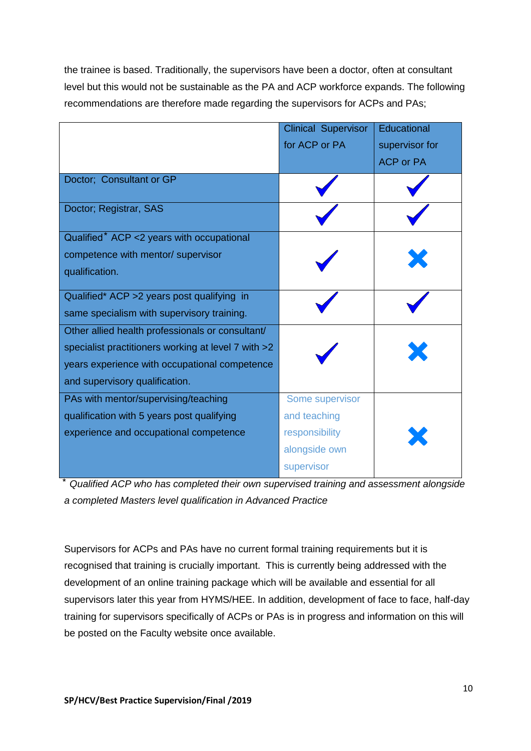the trainee is based. Traditionally, the supervisors have been a doctor, often at consultant level but this would not be sustainable as the PA and ACP workforce expands. The following recommendations are therefore made regarding the supervisors for ACPs and PAs;

| | Clinical Supervisor for ACP or PA | Educational supervisor for ACP or PA |
|---|---|---|
| Doctor; Consultant or GP | ✓ | ✓ |
| Doctor; Registrar, SAS | ✓ | ✓ |
| Qualified* ACP <2 years with occupational competence with mentor/ supervisor qualification. | ✓ | ✗ |
| Qualified* ACP >2 years post qualifying in same specialism with supervisory training. | ✓ | ✓ |
| Other allied health professionals or consultant/ specialist practitioners working at level 7 with >2 years experience with occupational competence and supervisory qualification. | ✓ | ✗ |
| PAs with mentor/supervising/teaching qualification with 5 years post qualifying experience and occupational competence | Some supervisor and teaching responsibility alongside own supervisor | ✗ |

\* *Qualified ACP who has completed their own supervised training and assessment alongside a completed Masters level qualification in Advanced Practice*

Supervisors for ACPs and PAs have no current formal training requirements but it is recognised that training is crucially important. This is currently being addressed with the development of an online training package which will be available and essential for all supervisors later this year from HYMS/HEE. In addition, development of face to face, half-day training for supervisors specifically of ACPs or PAs is in progress and information on this will be posted on the Faculty website once available.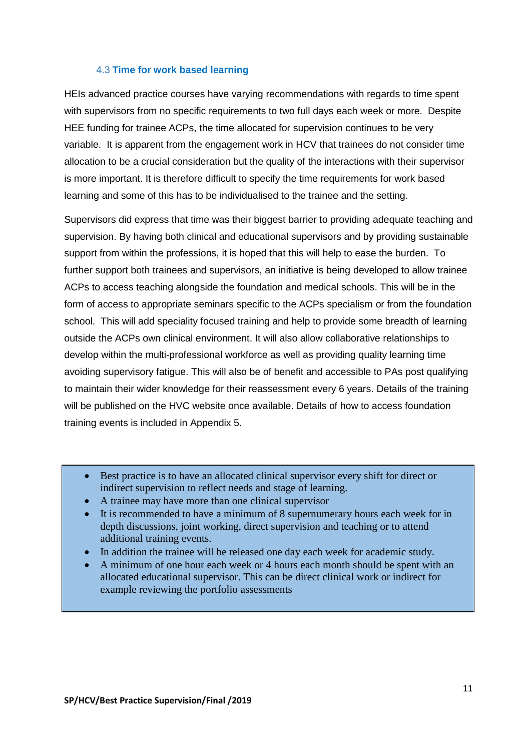### 4.3 Time for work based learning

HEIs advanced practice courses have varying recommendations with regards to time spent with supervisors from no specific requirements to two full days each week or more. Despite HEE funding for trainee ACPs, the time allocated for supervision continues to be very variable. It is apparent from the engagement work in HCV that trainees do not consider time allocation to be a crucial consideration but the quality of the interactions with their supervisor is more important. It is therefore difficult to specify the time requirements for work based learning and some of this has to be individualised to the trainee and the setting.

Supervisors did express that time was their biggest barrier to providing adequate teaching and supervision. By having both clinical and educational supervisors and by providing sustainable support from within the professions, it is hoped that this will help to ease the burden. To further support both trainees and supervisors, an initiative is being developed to allow trainee ACPs to access teaching alongside the foundation and medical schools. This will be in the form of access to appropriate seminars specific to the ACPs specialism or from the foundation school. This will add speciality focused training and help to provide some breadth of learning outside the ACPs own clinical environment. It will also allow collaborative relationships to develop within the multi-professional workforce as well as providing quality learning time avoiding supervisory fatigue. This will also be of benefit and accessible to PAs post qualifying to maintain their wider knowledge for their reassessment every 6 years. Details of the training will be published on the HVC website once available. Details of how to access foundation training events is included in Appendix 5.

- Best practice is to have an allocated clinical supervisor every shift for direct or indirect supervision to reflect needs and stage of learning.
- A trainee may have more than one clinical supervisor
- It is recommended to have a minimum of 8 supernumerary hours each week for in depth discussions, joint working, direct supervision and teaching or to attend additional training events.
- In addition the trainee will be released one day each week for academic study.
- A minimum of one hour each week or 4 hours each month should be spent with an allocated educational supervisor. This can be direct clinical work or indirect for example reviewing the portfolio assessments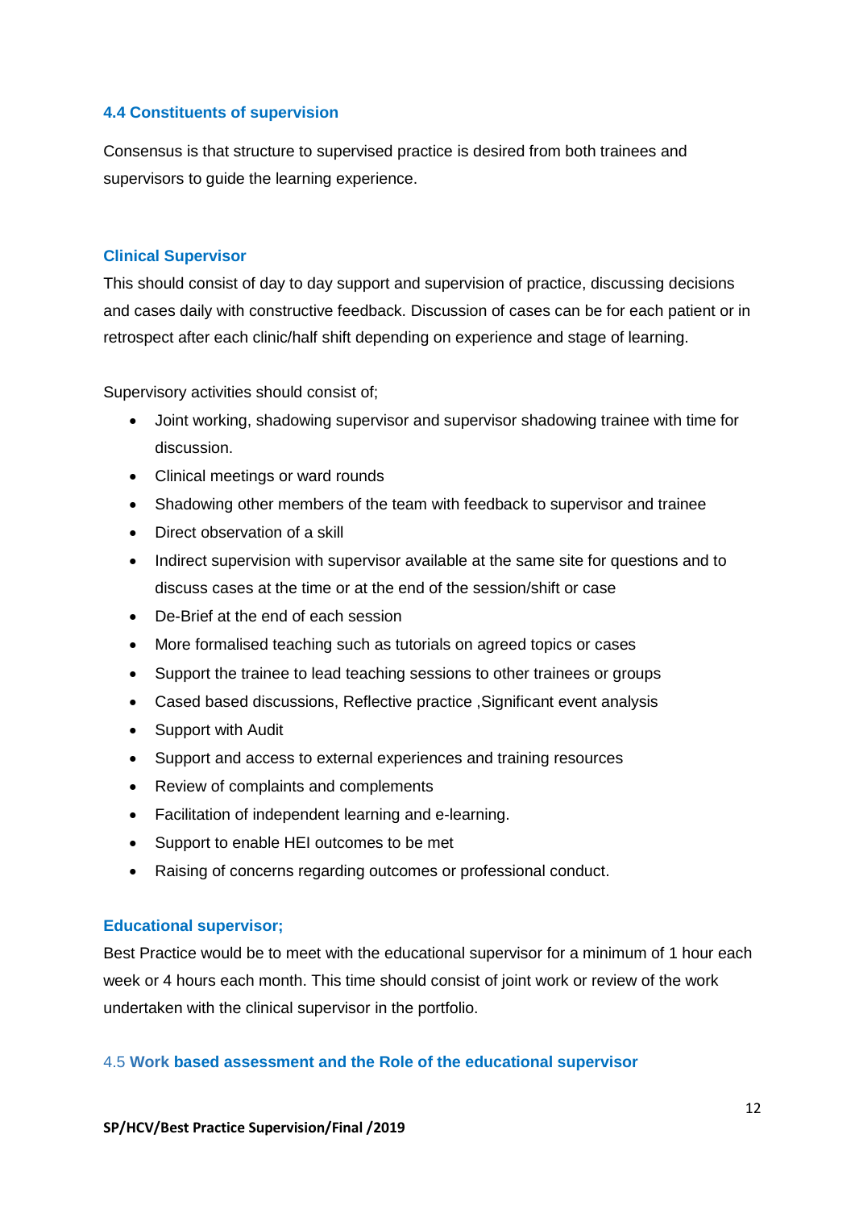## 4.4 Constituents of supervision

Consensus is that structure to supervised practice is desired from both trainees and supervisors to guide the learning experience.

### Clinical Supervisor

This should consist of day to day support and supervision of practice, discussing decisions and cases daily with constructive feedback. Discussion of cases can be for each patient or in retrospect after each clinic/half shift depending on experience and stage of learning.

Supervisory activities should consist of;

- Joint working, shadowing supervisor and supervisor shadowing trainee with time for discussion.
- Clinical meetings or ward rounds
- Shadowing other members of the team with feedback to supervisor and trainee
- Direct observation of a skill
- Indirect supervision with supervisor available at the same site for questions and to discuss cases at the time or at the end of the session/shift or case
- De-Brief at the end of each session
- More formalised teaching such as tutorials on agreed topics or cases
- Support the trainee to lead teaching sessions to other trainees or groups
- Cased based discussions, Reflective practice ,Significant event analysis
- Support with Audit
- Support and access to external experiences and training resources
- Review of complaints and complements
- Facilitation of independent learning and e-learning.
- Support to enable HEI outcomes to be met
- Raising of concerns regarding outcomes or professional conduct.

### Educational supervisor;

Best Practice would be to meet with the educational supervisor for a minimum of 1 hour each week or 4 hours each month. This time should consist of joint work or review of the work undertaken with the clinical supervisor in the portfolio.

## 4.5 Work based assessment and the Role of the educational supervisor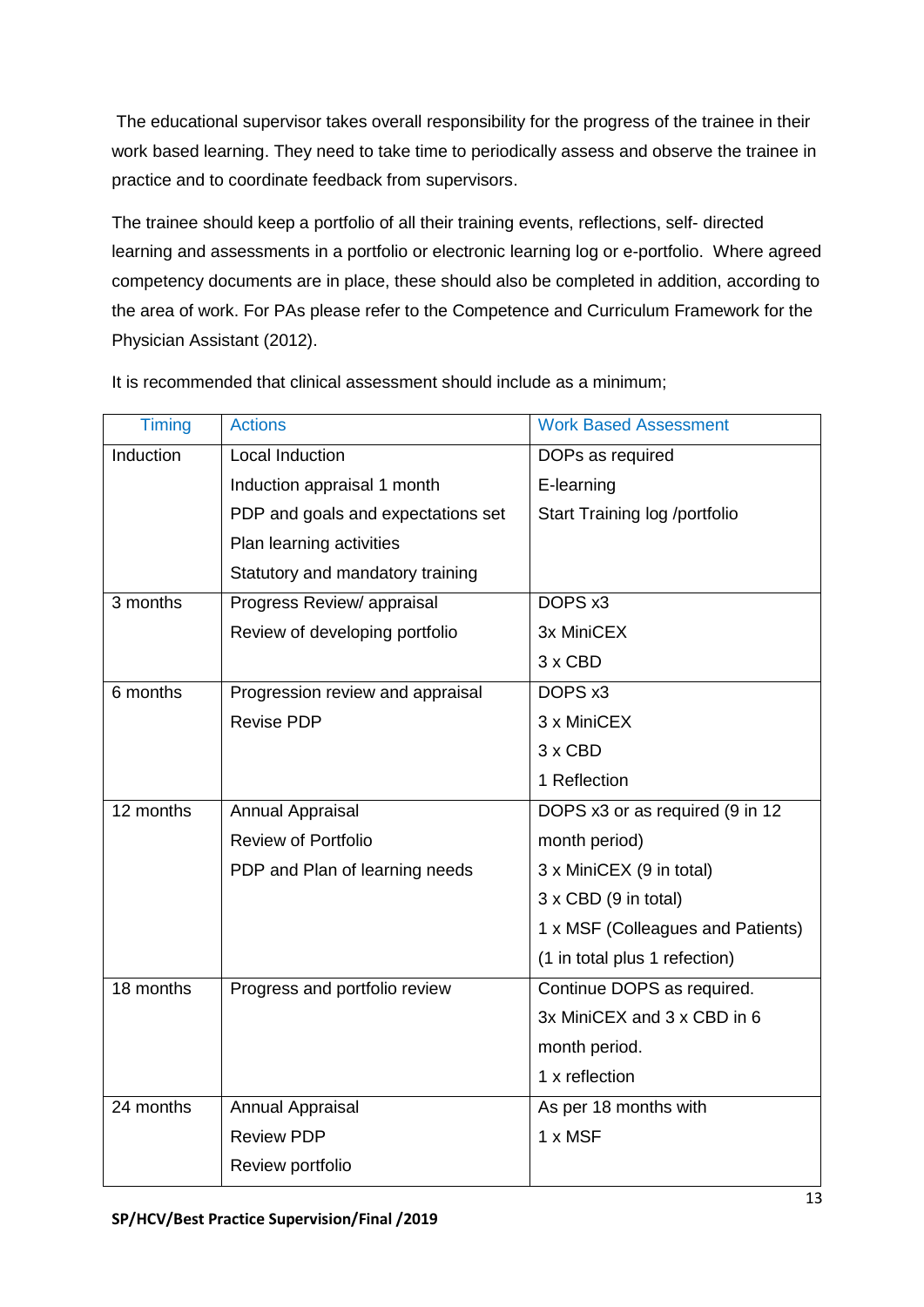The educational supervisor takes overall responsibility for the progress of the trainee in their work based learning. They need to take time to periodically assess and observe the trainee in practice and to coordinate feedback from supervisors.

The trainee should keep a portfolio of all their training events, reflections, self- directed learning and assessments in a portfolio or electronic learning log or e-portfolio. Where agreed competency documents are in place, these should also be completed in addition, according to the area of work. For PAs please refer to the Competence and Curriculum Framework for the Physician Assistant (2012).

It is recommended that clinical assessment should include as a minimum;

| Timing | Actions | Work Based Assessment |
|---|---|---|
| Induction | Local Induction<br>Induction appraisal 1 month<br>PDP and goals and expectations set<br>Plan learning activities<br>Statutory and mandatory training | DOPs as required<br>E-learning<br>Start Training log /portfolio |
| 3 months | Progress Review/ appraisal<br>Review of developing portfolio | DOPS x3<br>3x MiniCEX<br>3 x CBD |
| 6 months | Progression review and appraisal<br>Revise PDP | DOPS x3<br>3 x MiniCEX<br>3 x CBD<br>1 Reflection |
| 12 months | Annual Appraisal<br>Review of Portfolio<br>PDP and Plan of learning needs | DOPS x3 or as required (9 in 12 month period)<br>3 x MiniCEX (9 in total)<br>3 x CBD (9 in total)<br>1 x MSF (Colleagues and Patients)<br>(1 in total plus 1 refection) |
| 18 months | Progress and portfolio review | Continue DOPS as required.<br>3x MiniCEX and 3 x CBD in 6 month period.<br>1 x reflection |
| 24 months | Annual Appraisal<br>Review PDP<br>Review portfolio | As per 18 months with<br>1 x MSF |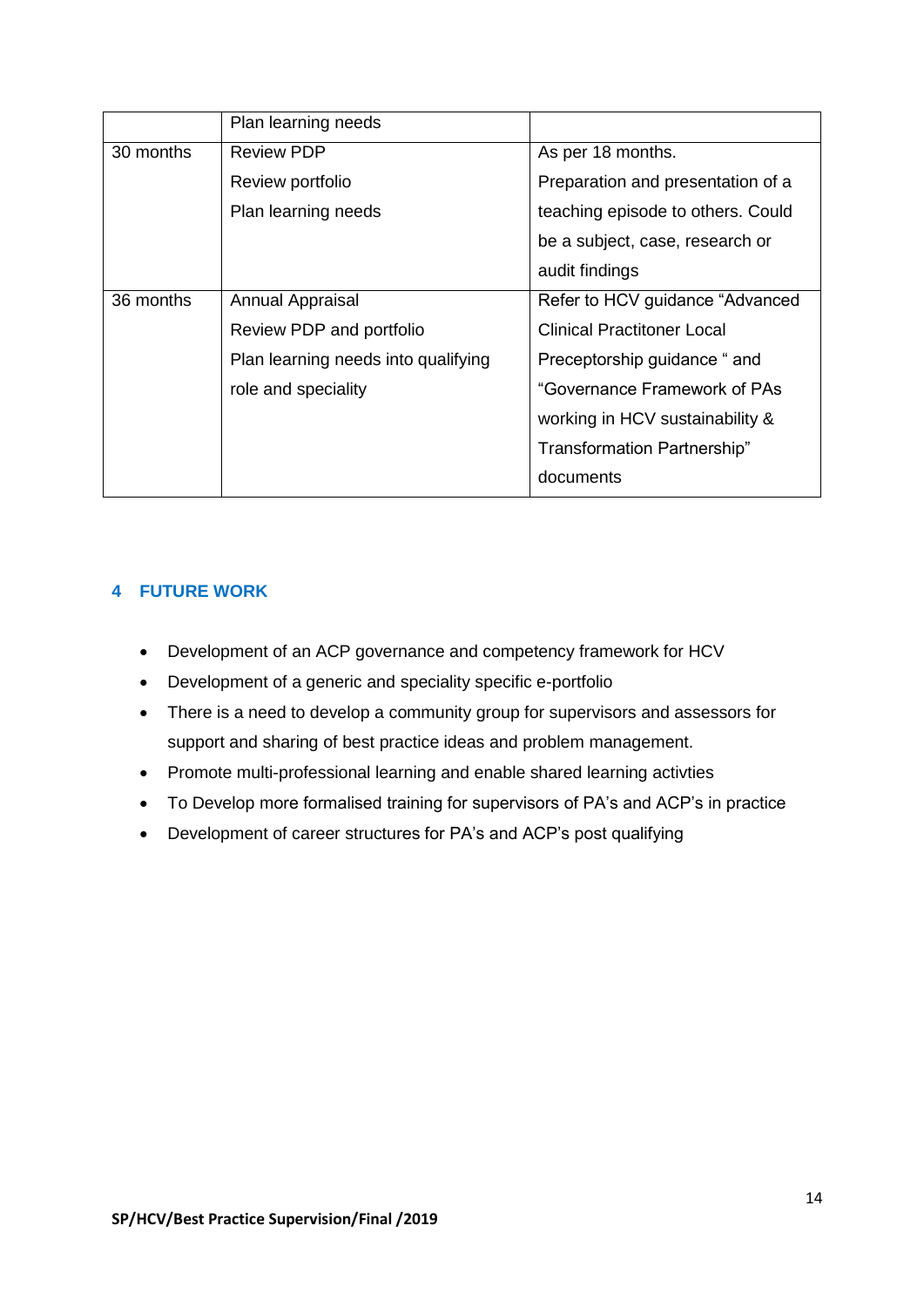| | | |
|---|---|---|
| | Plan learning needs | |
| 30 months | Review PDP<br>Review portfolio<br>Plan learning needs | As per 18 months.<br>Preparation and presentation of a teaching episode to others. Could be a subject, case, research or audit findings |
| 36 months | Annual Appraisal<br>Review PDP and portfolio<br>Plan learning needs into qualifying role and speciality | Refer to HCV guidance "Advanced Clinical Practitoner Local Preceptorship guidance " and "Governance Framework of PAs working in HCV sustainability & Transformation Partnership" documents |

## 4 FUTURE WORK

- Development of an ACP governance and competency framework for HCV
- Development of a generic and speciality specific e-portfolio
- There is a need to develop a community group for supervisors and assessors for support and sharing of best practice ideas and problem management.
- Promote multi-professional learning and enable shared learning activties
- To Develop more formalised training for supervisors of PA's and ACP's in practice
- Development of career structures for PA's and ACP's post qualifying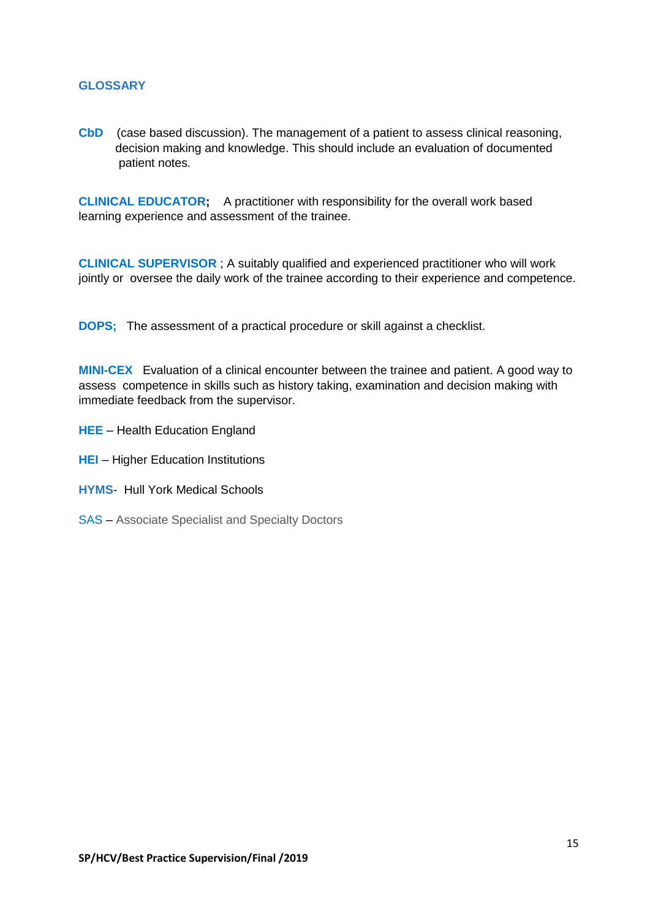## GLOSSARY

**CbD** (case based discussion). The management of a patient to assess clinical reasoning, decision making and knowledge. This should include an evaluation of documented patient notes.

**CLINICAL EDUCATOR;** A practitioner with responsibility for the overall work based learning experience and assessment of the trainee.

**CLINICAL SUPERVISOR** ; A suitably qualified and experienced practitioner who will work jointly or oversee the daily work of the trainee according to their experience and competence.

**DOPS;** The assessment of a practical procedure or skill against a checklist.

**MINI-CEX** Evaluation of a clinical encounter between the trainee and patient. A good way to assess competence in skills such as history taking, examination and decision making with immediate feedback from the supervisor.

**HEE** – Health Education England

**HEI** – Higher Education Institutions

**HYMS**- Hull York Medical Schools

SAS – Associate Specialist and Specialty Doctors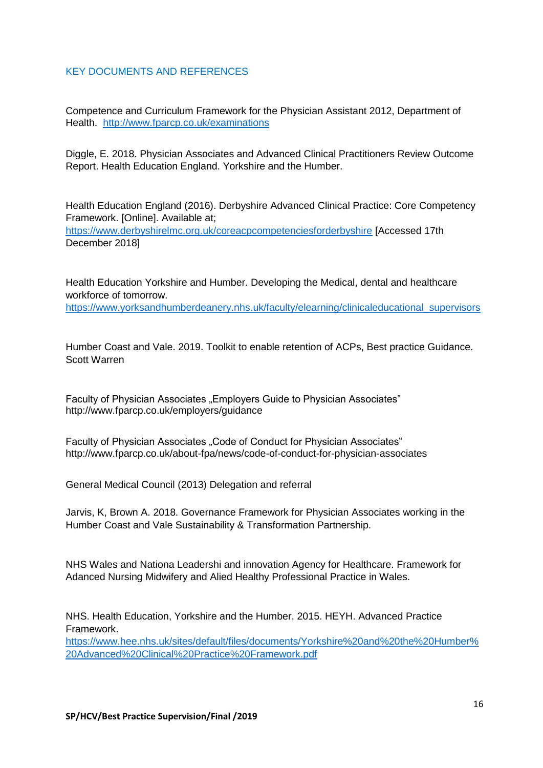## KEY DOCUMENTS AND REFERENCES

Competence and Curriculum Framework for the Physician Assistant 2012, Department of Health. http://www.fparcp.co.uk/examinations

Diggle, E. 2018. Physician Associates and Advanced Clinical Practitioners Review Outcome Report. Health Education England. Yorkshire and the Humber.

Health Education England (2016). Derbyshire Advanced Clinical Practice: Core Competency Framework. [Online]. Available at; https://www.derbyshirelmc.org.uk/coreacpcompetenciesforderbyshire [Accessed 17th December 2018]

Health Education Yorkshire and Humber. Developing the Medical, dental and healthcare workforce of tomorrow. https://www.yorksandhumberdeanery.nhs.uk/faculty/elearning/clinicaleducational_supervisors

Humber Coast and Vale. 2019. Toolkit to enable retention of ACPs, Best practice Guidance. Scott Warren

Faculty of Physician Associates „Employers Guide to Physician Associates" http://www.fparcp.co.uk/employers/guidance

Faculty of Physician Associates „Code of Conduct for Physician Associates" http://www.fparcp.co.uk/about-fpa/news/code-of-conduct-for-physician-associates

General Medical Council (2013) Delegation and referral

Jarvis, K, Brown A. 2018. Governance Framework for Physician Associates working in the Humber Coast and Vale Sustainability & Transformation Partnership.

NHS Wales and Nationa Leadershi and innovation Agency for Healthcare. Framework for Adanced Nursing Midwifery and Alied Healthy Professional Practice in Wales.

NHS. Health Education, Yorkshire and the Humber, 2015. HEYH. Advanced Practice Framework. https://www.hee.nhs.uk/sites/default/files/documents/Yorkshire%20and%20the%20Humber%20Advanced%20Clinical%20Practice%20Framework.pdf

**SP/HCV/Best Practice Supervision/Final /2019**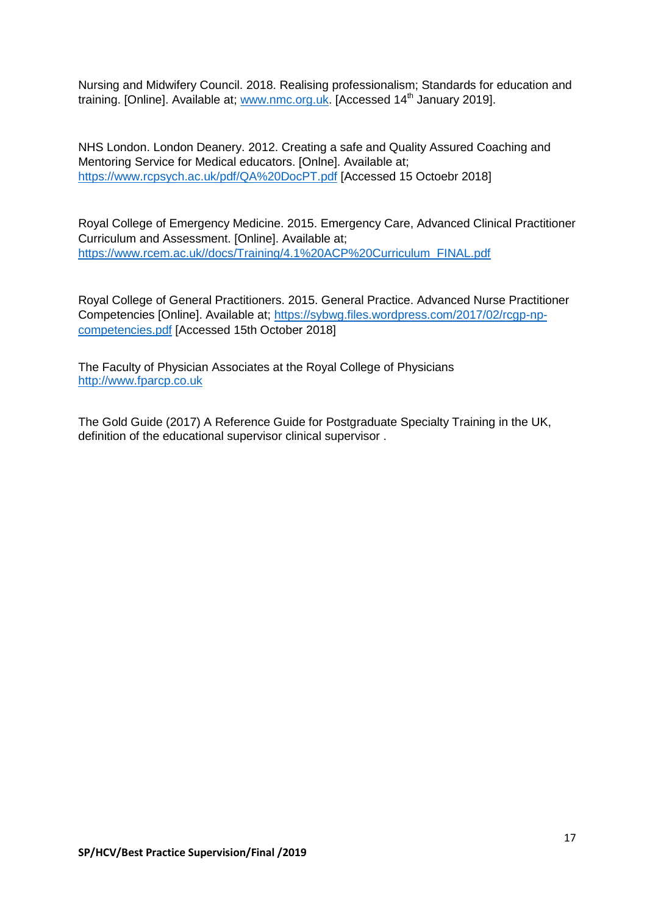Nursing and Midwifery Council. 2018. Realising professionalism; Standards for education and training. [Online]. Available at; www.nmc.org.uk. [Accessed 14th January 2019].

NHS London. London Deanery. 2012. Creating a safe and Quality Assured Coaching and Mentoring Service for Medical educators. [Onlne]. Available at; https://www.rcpsych.ac.uk/pdf/QA%20DocPT.pdf [Accessed 15 Octoebr 2018]

Royal College of Emergency Medicine. 2015. Emergency Care, Advanced Clinical Practitioner Curriculum and Assessment. [Online]. Available at; https://www.rcem.ac.uk//docs/Training/4.1%20ACP%20Curriculum_FINAL.pdf

Royal College of General Practitioners. 2015. General Practice. Advanced Nurse Practitioner Competencies [Online]. Available at; https://sybwg.files.wordpress.com/2017/02/rcgp-np-competencies.pdf [Accessed 15th October 2018]

The Faculty of Physician Associates at the Royal College of Physicians http://www.fparcp.co.uk

The Gold Guide (2017) A Reference Guide for Postgraduate Specialty Training in the UK, definition of the educational supervisor clinical supervisor .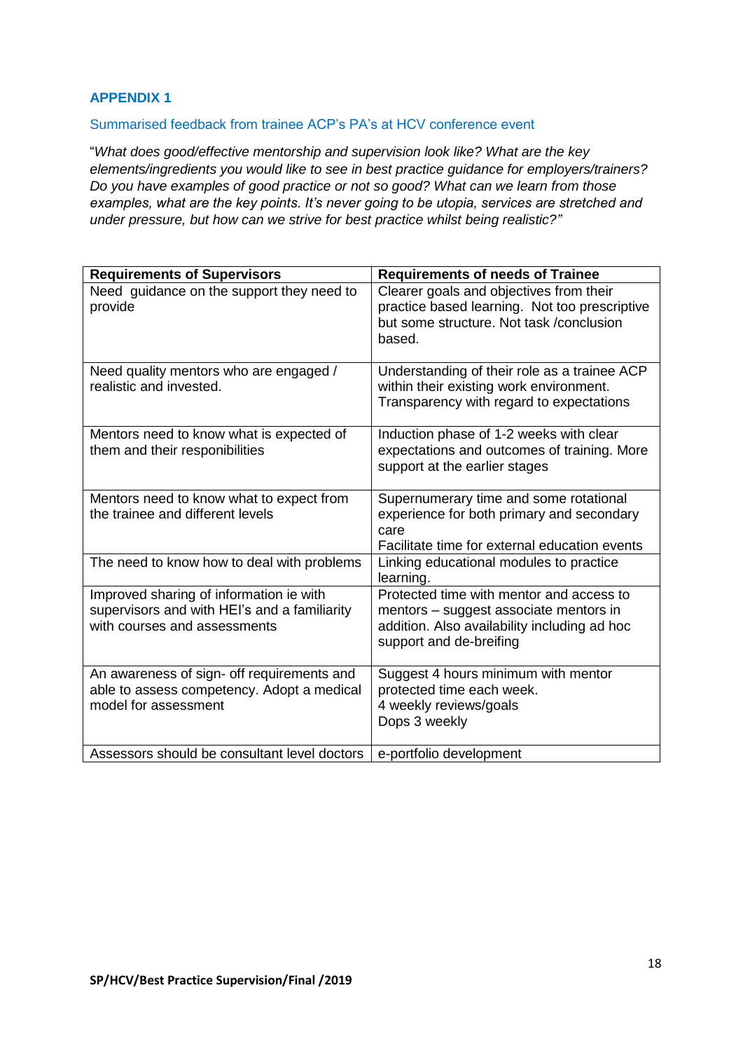## APPENDIX 1

### Summarised feedback from trainee ACP's PA's at HCV conference event

"*What does good/effective mentorship and supervision look like? What are the key elements/ingredients you would like to see in best practice guidance for employers/trainers? Do you have examples of good practice or not so good? What can we learn from those examples, what are the key points. It's never going to be utopia, services are stretched and under pressure, but how can we strive for best practice whilst being realistic?"*

| Requirements of Supervisors | Requirements of needs of Trainee |
|---|---|
| Need guidance on the support they need to provide | Clearer goals and objectives from their practice based learning. Not too prescriptive but some structure. Not task /conclusion based. |
| Need quality mentors who are engaged / realistic and invested. | Understanding of their role as a trainee ACP within their existing work environment. Transparency with regard to expectations |
| Mentors need to know what is expected of them and their responsibilities | Induction phase of 1-2 weeks with clear expectations and outcomes of training. More support at the earlier stages |
| Mentors need to know what to expect from the trainee and different levels | Supernumerary time and some rotational experience for both primary and secondary care<br>Facilitate time for external education events |
| The need to know how to deal with problems | Linking educational modules to practice learning. |
| Improved sharing of information ie with supervisors and with HEI's and a familiarity with courses and assessments | Protected time with mentor and access to mentors – suggest associate mentors in addition. Also availability including ad hoc support and de-breifing |
| An awareness of sign- off requirements and able to assess competency. Adopt a medical model for assessment | Suggest 4 hours minimum with mentor protected time each week.<br>4 weekly reviews/goals<br>Dops 3 weekly |
| Assessors should be consultant level doctors | e-portfolio development |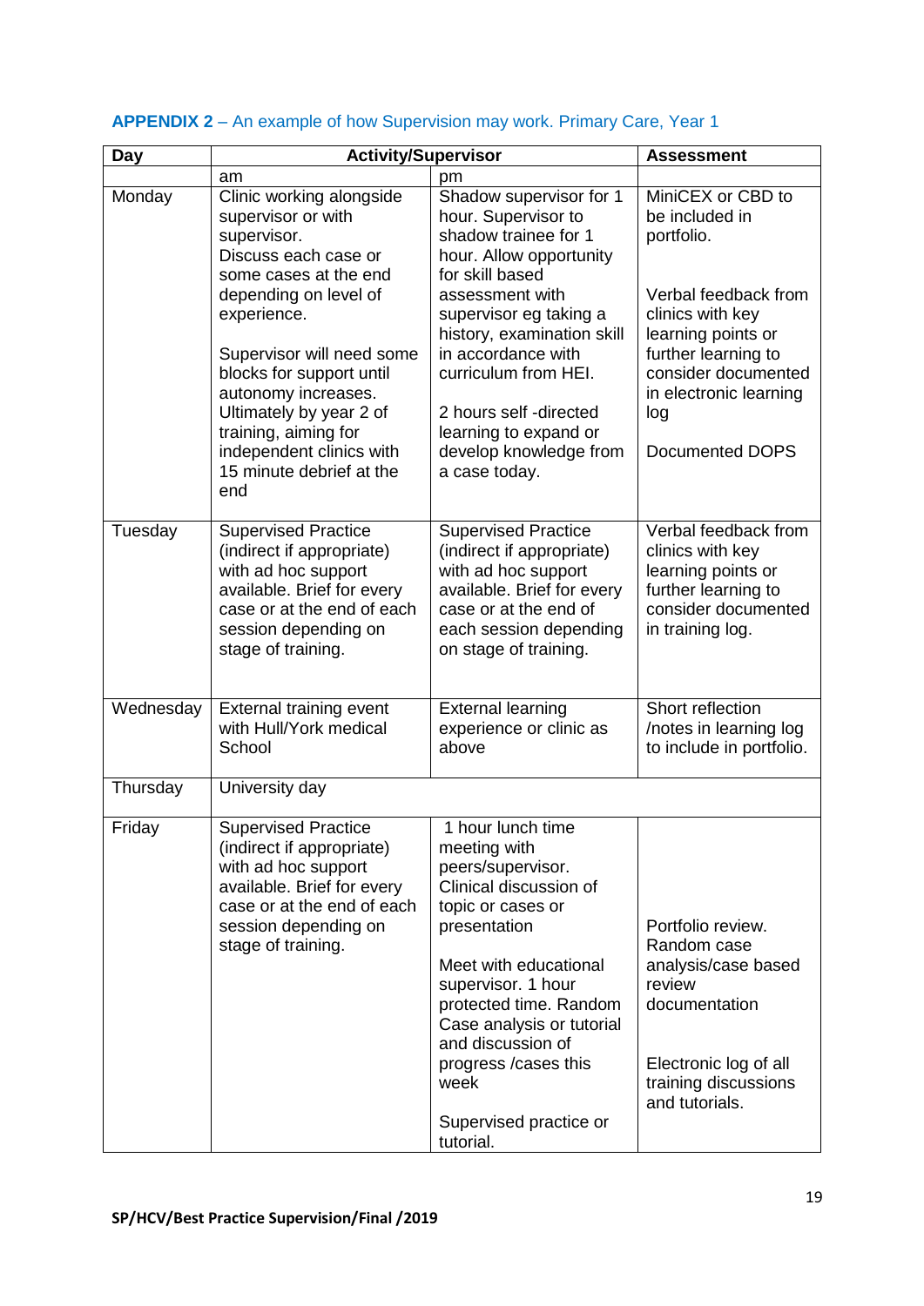**APPENDIX 2** – An example of how Supervision may work. Primary Care, Year 1

| Day | Activity/Supervisor | | Assessment |
|---|---|---|---|
| | am | pm | |
| Monday | Clinic working alongside supervisor or with supervisor. Discuss each case or some cases at the end depending on level of experience.<br><br>Supervisor will need some blocks for support until autonomy increases. Ultimately by year 2 of training, aiming for independent clinics with 15 minute debrief at the end | Shadow supervisor for 1 hour. Supervisor to shadow trainee for 1 hour. Allow opportunity for skill based assessment with supervisor eg taking a history, examination skill in accordance with curriculum from HEI.<br><br>2 hours self -directed learning to expand or develop knowledge from a case today. | MiniCEX or CBD to be included in portfolio.<br><br>Verbal feedback from clinics with key learning points or further learning to consider documented in electronic learning log<br><br>Documented DOPS |
| Tuesday | Supervised Practice (indirect if appropriate) with ad hoc support available. Brief for every case or at the end of each session depending on stage of training. | Supervised Practice (indirect if appropriate) with ad hoc support available. Brief for every case or at the end of each session depending on stage of training. | Verbal feedback from clinics with key learning points or further learning to consider documented in training log. |
| Wednesday | External training event with Hull/York medical School | External learning experience or clinic as above | Short reflection /notes in learning log to include in portfolio. |
| Thursday | University day | | |
| Friday | Supervised Practice (indirect if appropriate) with ad hoc support available. Brief for every case or at the end of each session depending on stage of training. | 1 hour lunch time meeting with peers/supervisor. Clinical discussion of topic or cases or presentation<br><br>Meet with educational supervisor. 1 hour protected time. Random Case analysis or tutorial and discussion of progress /cases this week<br><br>Supervised practice or tutorial. | Portfolio review. Random case analysis/case based review documentation<br><br>Electronic log of all training discussions and tutorials. |

**SP/HCV/Best Practice Supervision/Final /2019**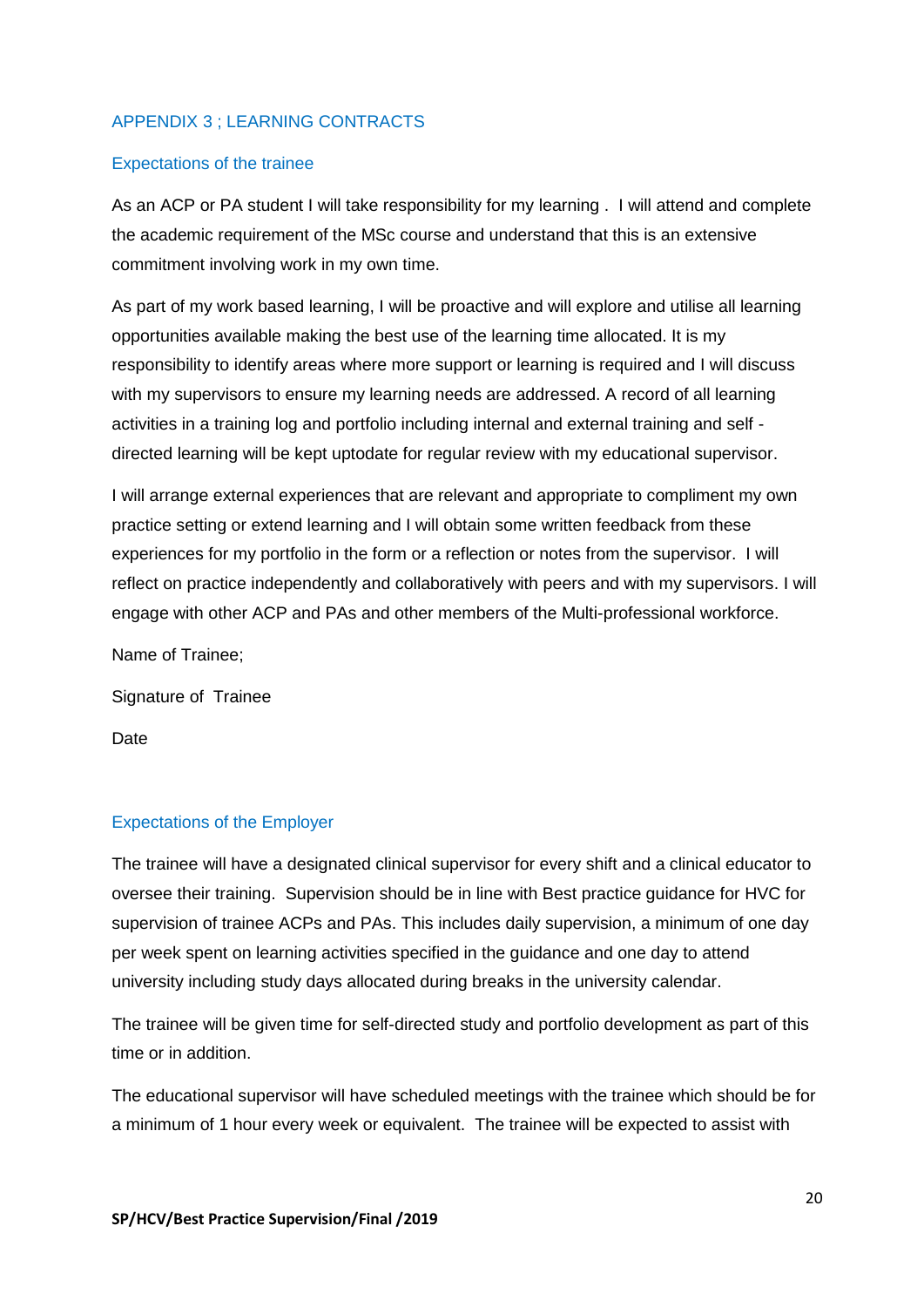## APPENDIX 3 ; LEARNING CONTRACTS

### Expectations of the trainee

As an ACP or PA student I will take responsibility for my learning . I will attend and complete the academic requirement of the MSc course and understand that this is an extensive commitment involving work in my own time.

As part of my work based learning, I will be proactive and will explore and utilise all learning opportunities available making the best use of the learning time allocated. It is my responsibility to identify areas where more support or learning is required and I will discuss with my supervisors to ensure my learning needs are addressed. A record of all learning activities in a training log and portfolio including internal and external training and self - directed learning will be kept uptodate for regular review with my educational supervisor.

I will arrange external experiences that are relevant and appropriate to compliment my own practice setting or extend learning and I will obtain some written feedback from these experiences for my portfolio in the form or a reflection or notes from the supervisor. I will reflect on practice independently and collaboratively with peers and with my supervisors. I will engage with other ACP and PAs and other members of the Multi-professional workforce.

Name of Trainee;

Signature of Trainee

Date

### Expectations of the Employer

The trainee will have a designated clinical supervisor for every shift and a clinical educator to oversee their training. Supervision should be in line with Best practice guidance for HVC for supervision of trainee ACPs and PAs. This includes daily supervision, a minimum of one day per week spent on learning activities specified in the guidance and one day to attend university including study days allocated during breaks in the university calendar.

The trainee will be given time for self-directed study and portfolio development as part of this time or in addition.

The educational supervisor will have scheduled meetings with the trainee which should be for a minimum of 1 hour every week or equivalent. The trainee will be expected to assist with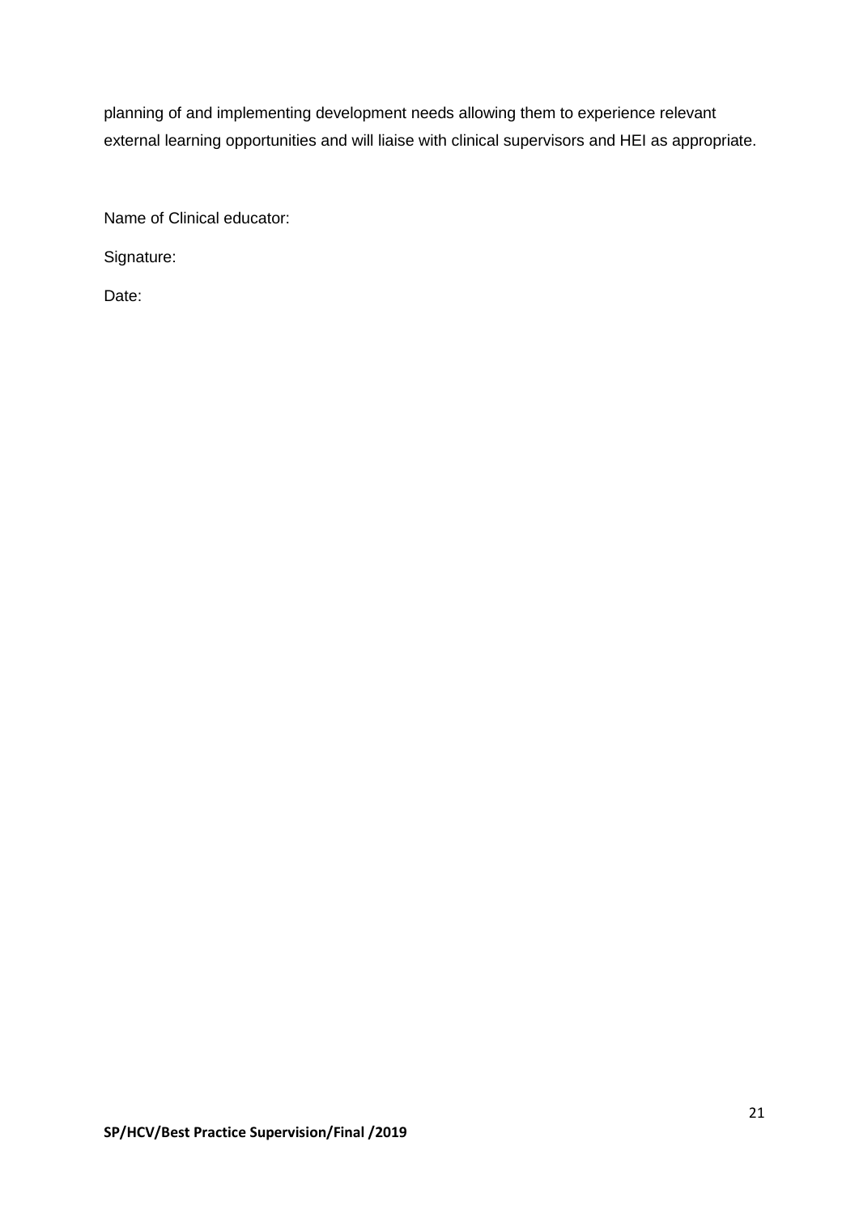planning of and implementing development needs allowing them to experience relevant external learning opportunities and will liaise with clinical supervisors and HEI as appropriate.

Name of Clinical educator:

Signature:

Date: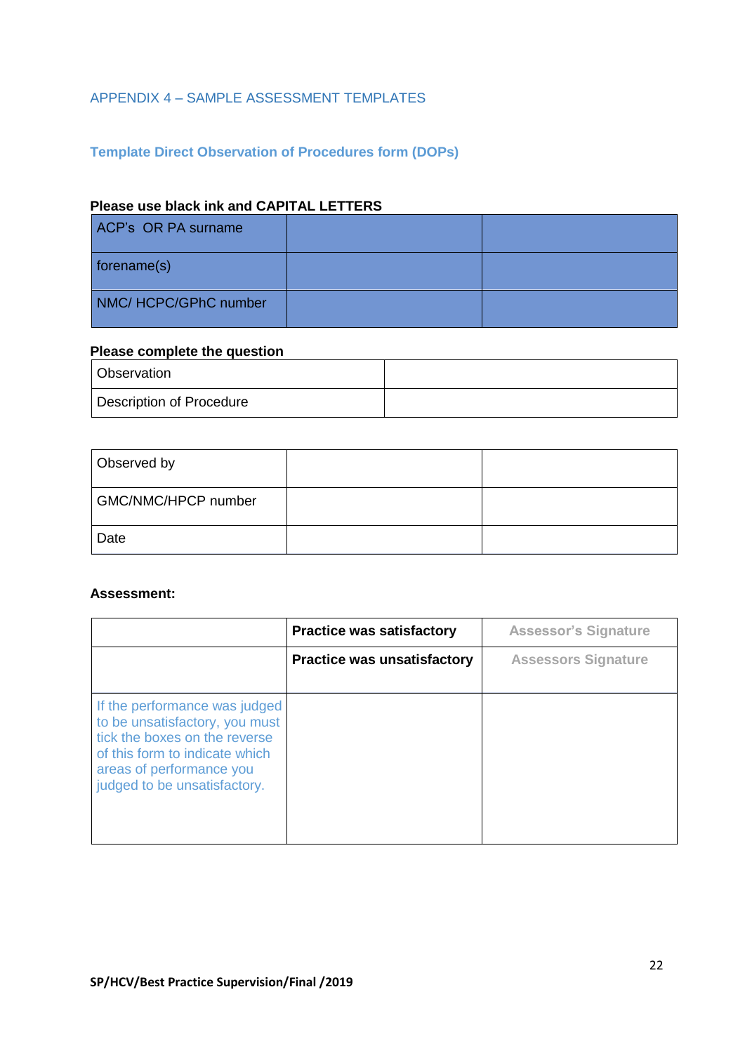APPENDIX 4 – SAMPLE ASSESSMENT TEMPLATES

## Template Direct Observation of Procedures form (DOPs)

**Please use black ink and CAPITAL LETTERS**

| ACP's OR PA surname | | |
|---|---|---|
| forename(s) | | |
| NMC/ HCPC/GPhC number | | |

**Please complete the question**

| Observation | |
|---|---|
| Description of Procedure | |

| Observed by | | |
|---|---|---|
| GMC/NMC/HPCP number | | |
| Date | | |

**Assessment:**

| | **Practice was satisfactory** | Assessor's Signature |
|---|---|---|
| | **Practice was unsatisfactory** | Assessors Signature |
| If the performance was judged to be unsatisfactory, you must tick the boxes on the reverse of this form to indicate which areas of performance you judged to be unsatisfactory. | | |

SP/HCV/Best Practice Supervision/Final /2019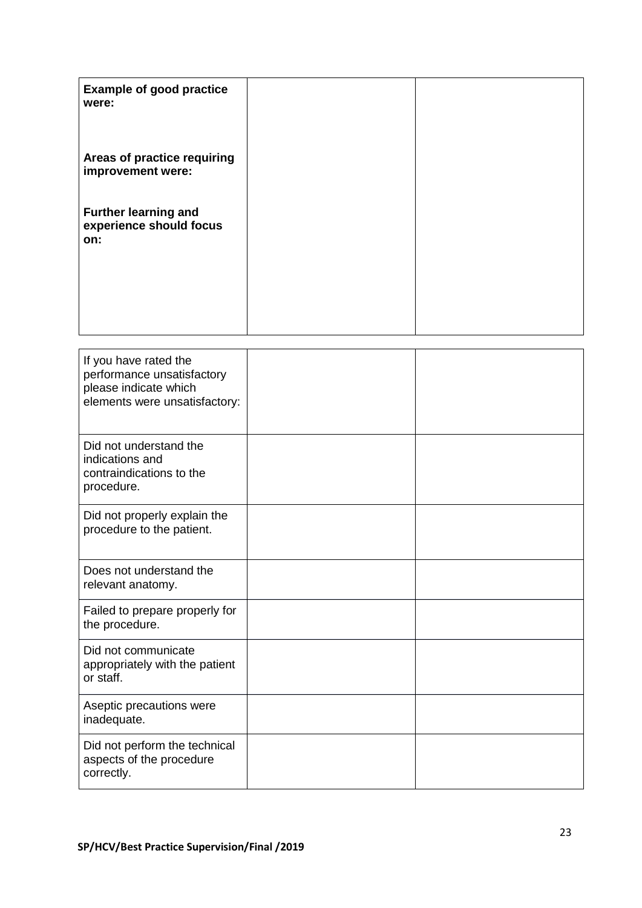| **Example of good practice were:**<br><br>**Areas of practice requiring improvement were:**<br><br>**Further learning and experience should focus on:** | | |
|---|---|---|

| If you have rated the performance unsatisfactory please indicate which elements were unsatisfactory: | | |
|---|---|---|
| Did not understand the indications and contraindications to the procedure. | | |
| Did not properly explain the procedure to the patient. | | |
| Does not understand the relevant anatomy. | | |
| Failed to prepare properly for the procedure. | | |
| Did not communicate appropriately with the patient or staff. | | |
| Aseptic precautions were inadequate. | | |
| Did not perform the technical aspects of the procedure correctly. | | |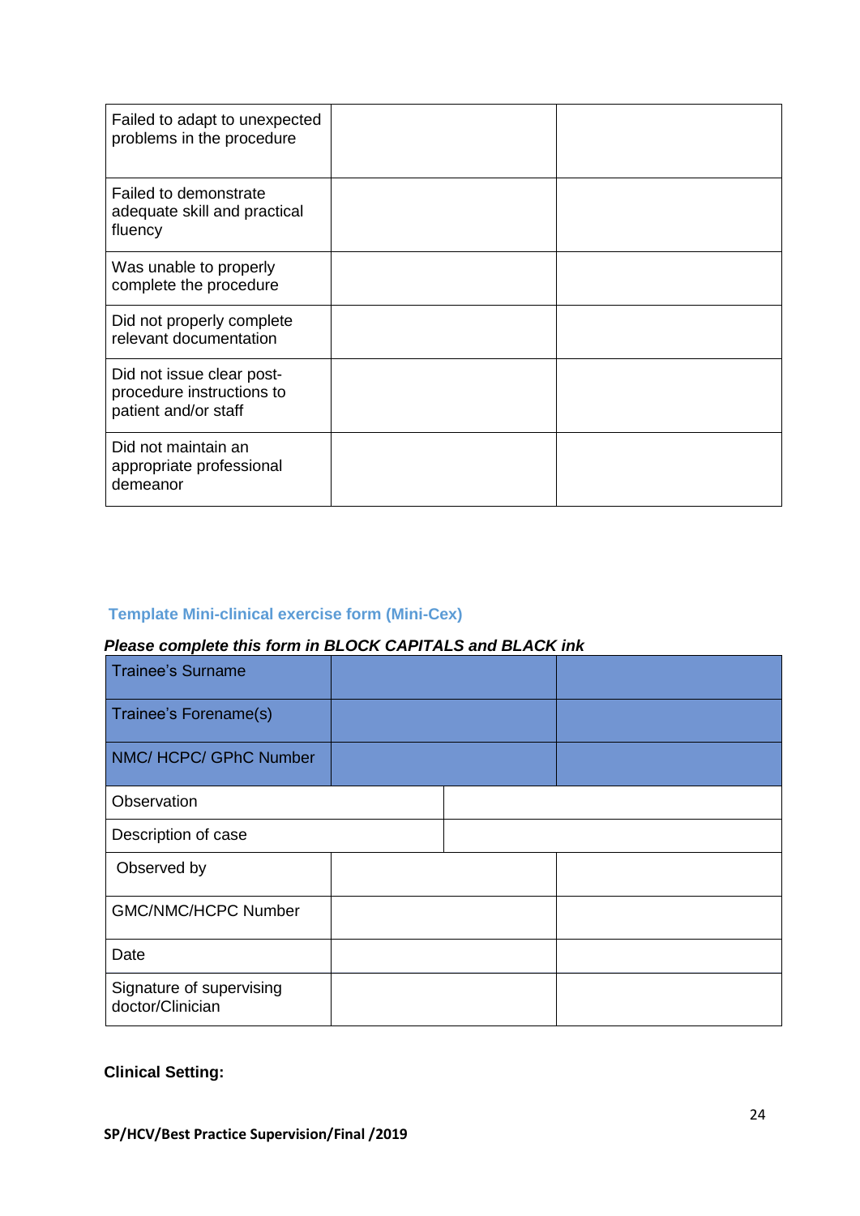| Failed to adapt to unexpected problems in the procedure | | |
|---|---|---|
| Failed to demonstrate adequate skill and practical fluency | | |
| Was unable to properly complete the procedure | | |
| Did not properly complete relevant documentation | | |
| Did not issue clear post-procedure instructions to patient and/or staff | | |
| Did not maintain an appropriate professional demeanor | | |

### Template Mini-clinical exercise form (Mini-Cex)

***Please complete this form in BLOCK CAPITALS and BLACK ink***

| Trainee's Surname | | |
|---|---|---|
| Trainee's Forename(s) | | |
| NMC/ HCPC/ GPhC Number | | |
| Observation | | |
| Description of case | | |
| Observed by | | |
| GMC/NMC/HCPC Number | | |
| Date | | |
| Signature of supervising doctor/Clinician | | |

**Clinical Setting:**

**SP/HCV/Best Practice Supervision/Final /2019**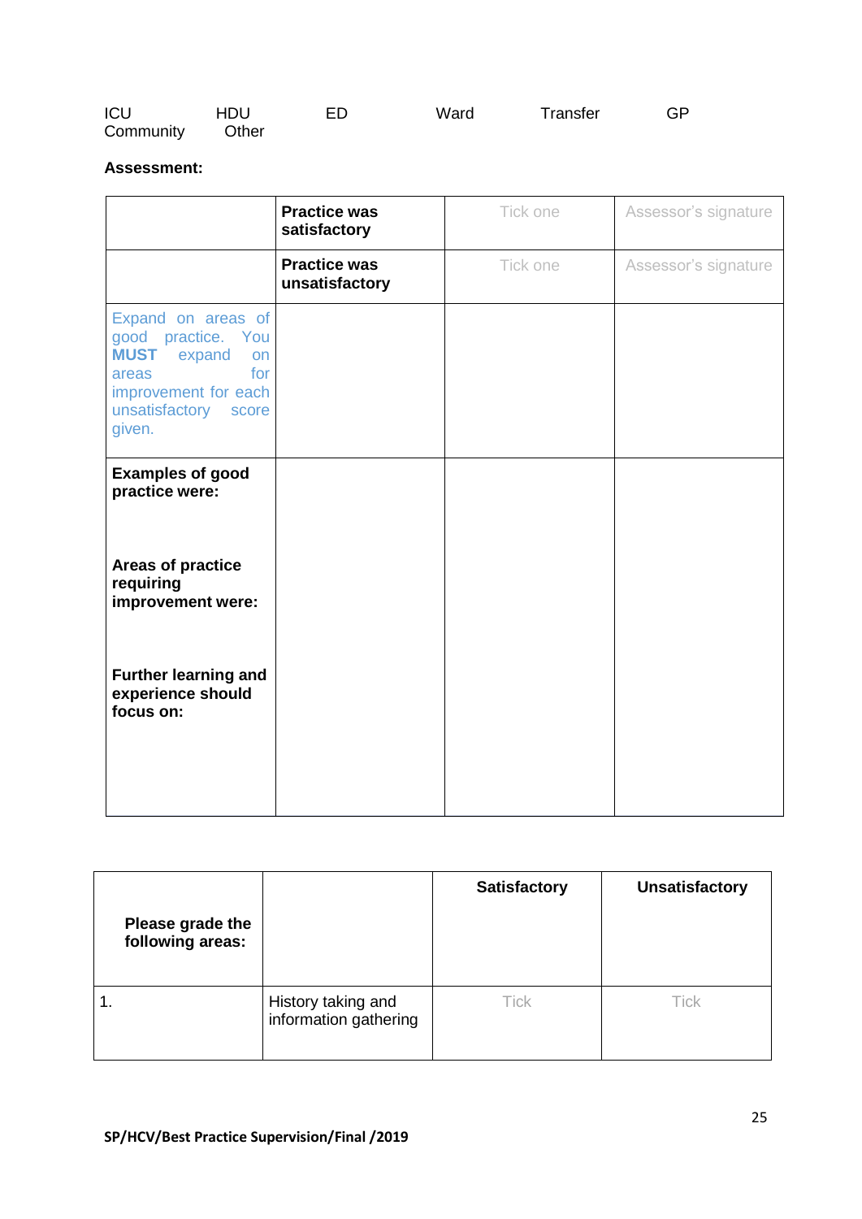ICU HDU ED Ward Transfer GP
Community Other

**Assessment:**

| | **Practice was satisfactory** | Tick one | Assessor's signature |
|---|---|---|---|
| | **Practice was unsatisfactory** | Tick one | Assessor's signature |
| Expand on areas of good practice. You **MUST** expand on areas for improvement for each unsatisfactory score given. | | | |
| **Examples of good practice were:**<br><br>**Areas of practice requiring improvement were:**<br><br>**Further learning and experience should focus on:** | | | |

| **Please grade the following areas:** | | **Satisfactory** | **Unsatisfactory** |
|---|---|---|---|
| 1. | History taking and information gathering | Tick | Tick |

SP/HCV/Best Practice Supervision/Final /2019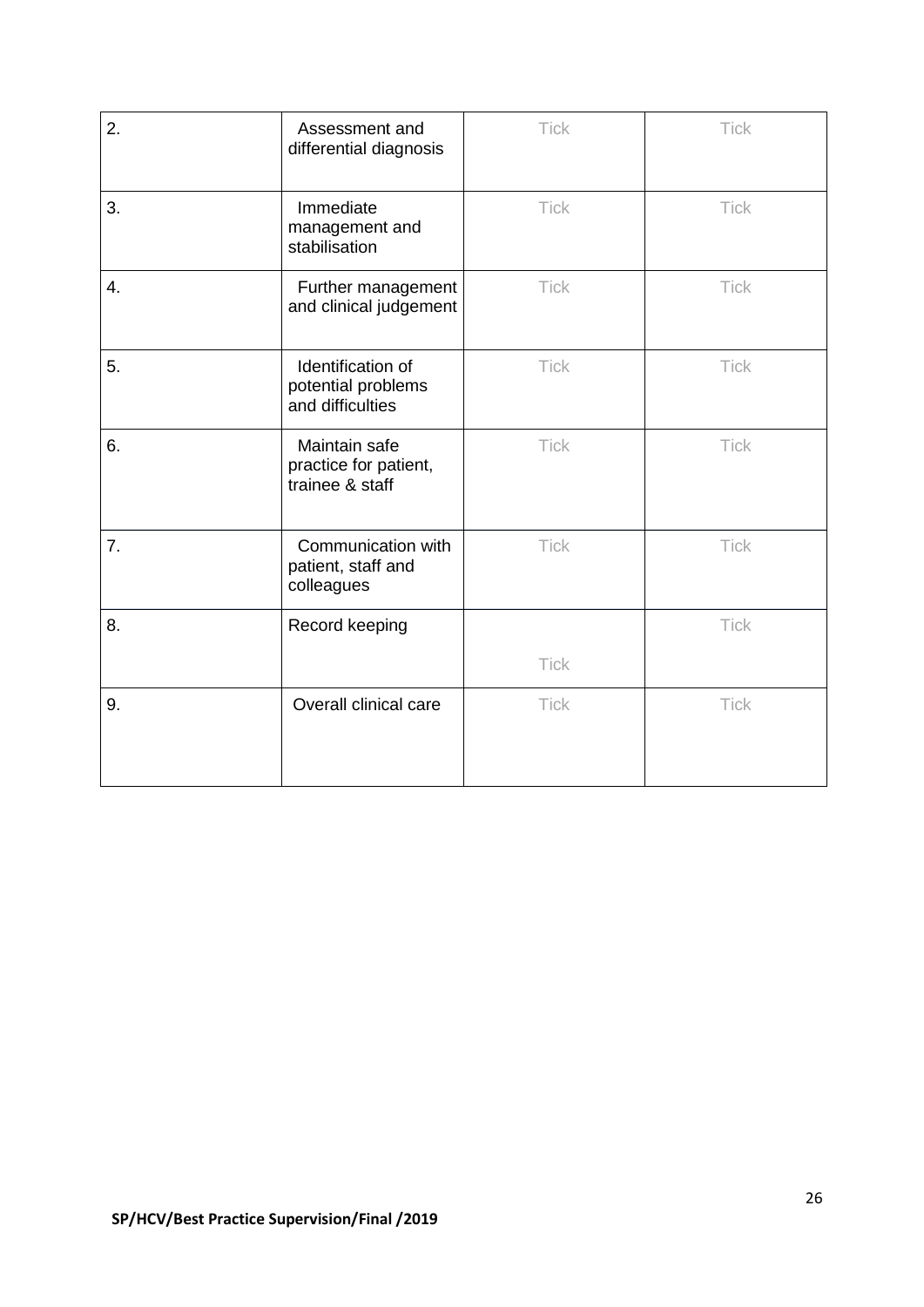| | | | |
|---|---|---|---|
| 2. | Assessment and differential diagnosis | Tick | Tick |
| 3. | Immediate management and stabilisation | Tick | Tick |
| 4. | Further management and clinical judgement | Tick | Tick |
| 5. | Identification of potential problems and difficulties | Tick | Tick |
| 6. | Maintain safe practice for patient, trainee & staff | Tick | Tick |
| 7. | Communication with patient, staff and colleagues | Tick | Tick |
| 8. | Record keeping | Tick | Tick |
| 9. | Overall clinical care | Tick | Tick |

SP/HCV/Best Practice Supervision/Final /2019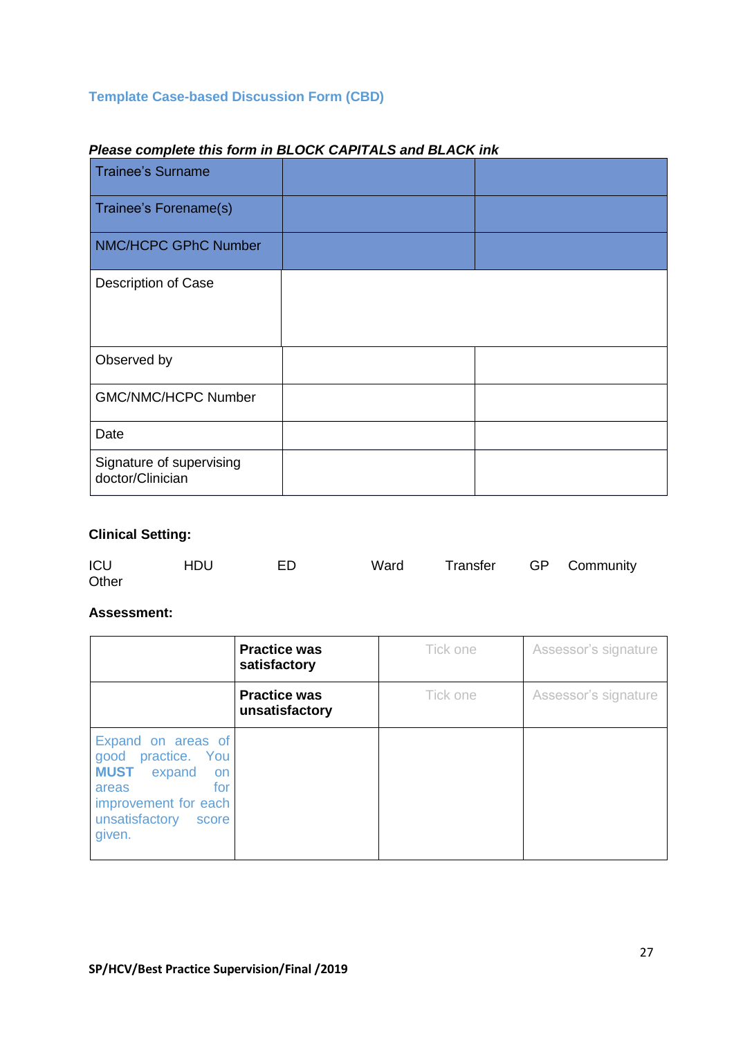### Template Case-based Discussion Form (CBD)

***Please complete this form in BLOCK CAPITALS and BLACK ink***

| Trainee's Surname | | |
|---|---|---|
| Trainee's Forename(s) | | |
| NMC/HCPC GPhC Number | | |
| Description of Case | | |
| Observed by | | |
| GMC/NMC/HCPC Number | | |
| Date | | |
| Signature of supervising doctor/Clinician | | |

**Clinical Setting:**

ICU HDU ED Ward Transfer GP Community Other

**Assessment:**

| | | | |
|---|---|---|---|
| | **Practice was satisfactory** | Tick one | Assessor's signature |
| | **Practice was unsatisfactory** | Tick one | Assessor's signature |
| Expand on areas of good practice. You **MUST** expand on areas for improvement for each unsatisfactory score given. | | | |

SP/HCV/Best Practice Supervision/Final /2019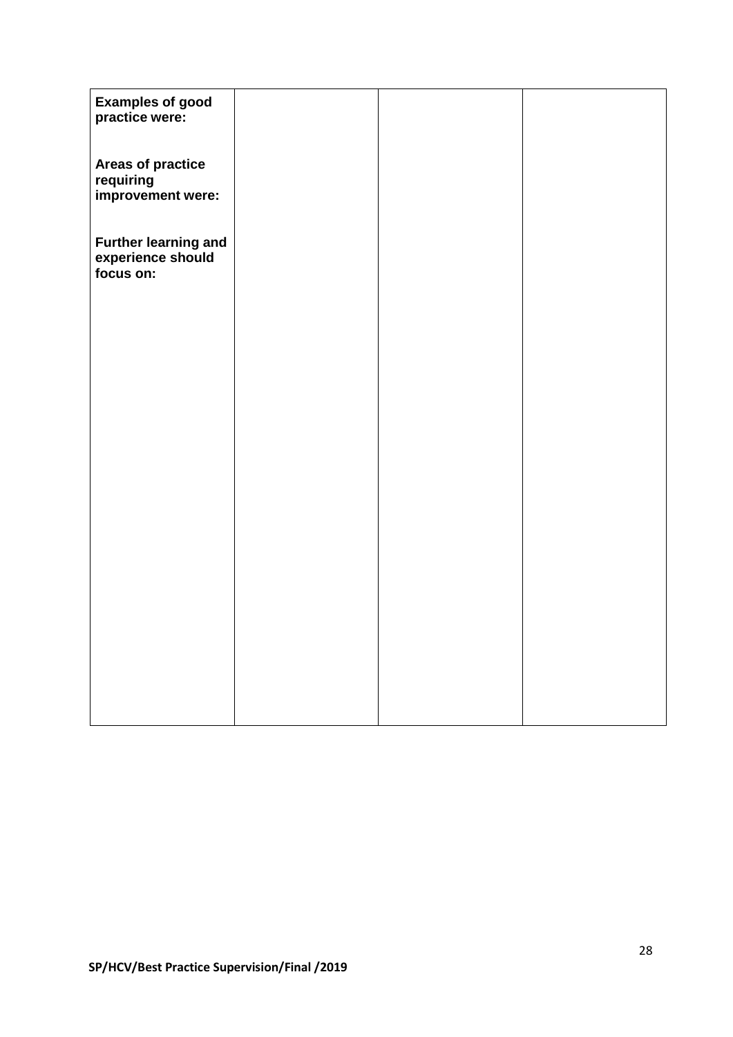| **Examples of good practice were:**<br><br>**Areas of practice requiring improvement were:**<br><br>**Further learning and experience should focus on:** | | | |
|---|---|---|---|

SP/HCV/Best Practice Supervision/Final /2019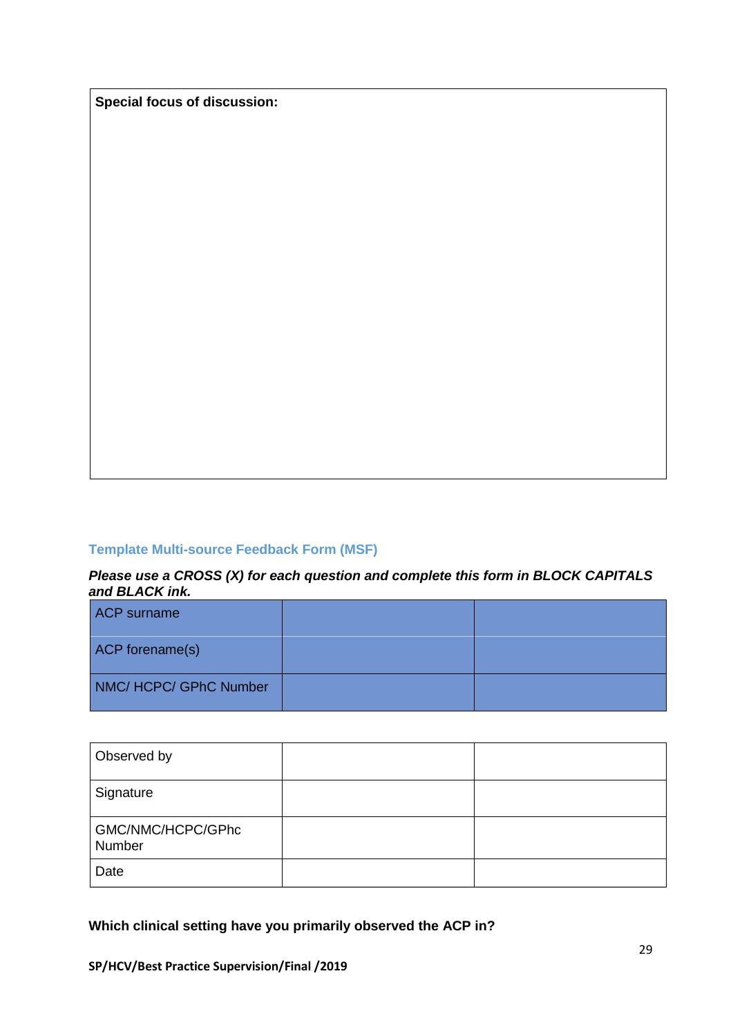| Special focus of discussion: |
|---|
| |

## Template Multi-source Feedback Form (MSF)

***Please use a CROSS (X) for each question and complete this form in BLOCK CAPITALS and BLACK ink.***

| ACP surname | | |
|---|---|---|
| ACP forename(s) | | |
| NMC/ HCPC/ GPhC Number | | |

| Observed by | | |
|---|---|---|
| Signature | | |
| GMC/NMC/HCPC/GPhc Number | | |
| Date | | |

**Which clinical setting have you primarily observed the ACP in?**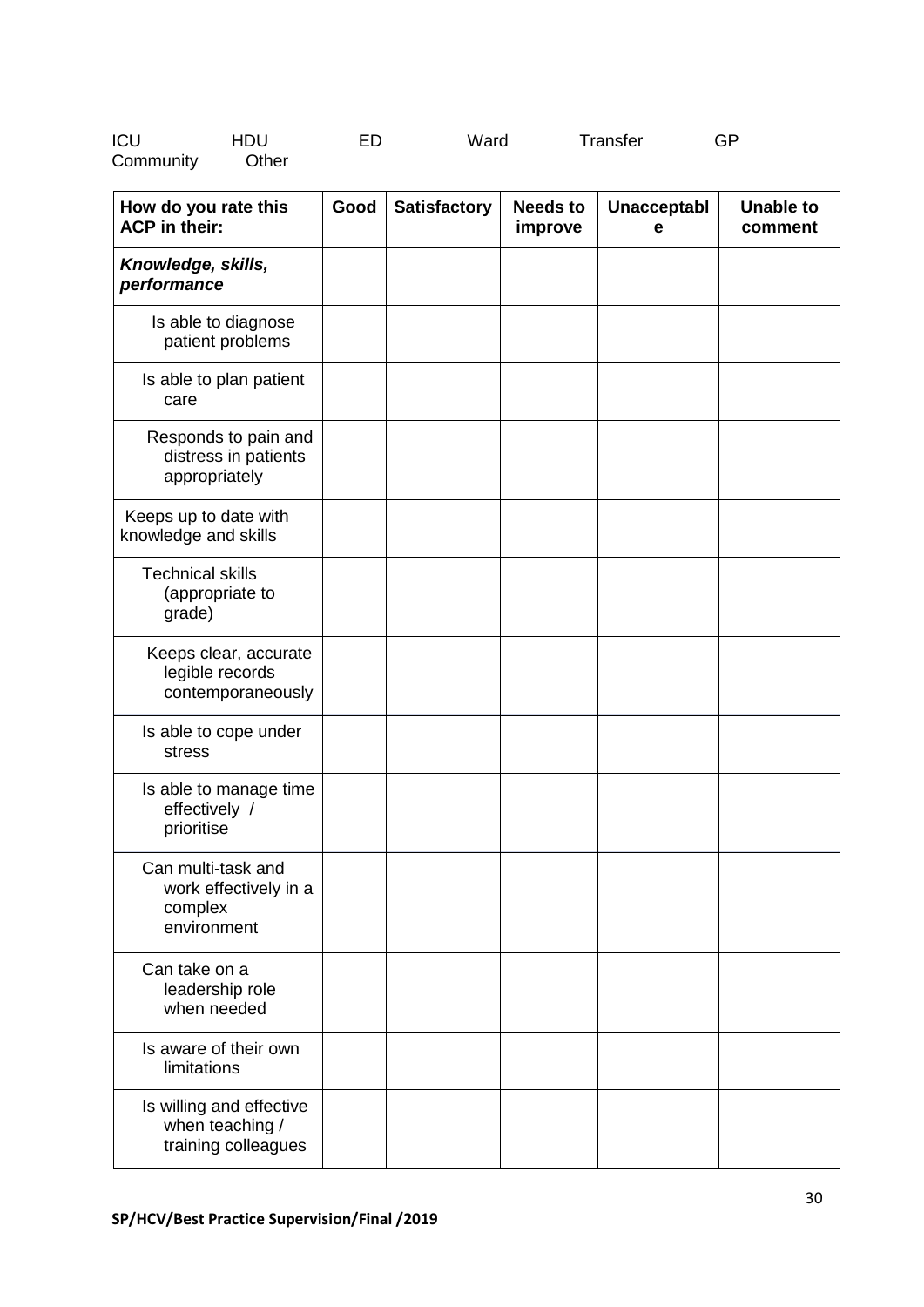ICU HDU ED Ward Transfer GP
Community Other

| How do you rate this ACP in their: | Good | Satisfactory | Needs to improve | Unacceptable | Unable to comment |
|---|---|---|---|---|---|
| ***Knowledge, skills, performance*** | | | | | |
| Is able to diagnose patient problems | | | | | |
| Is able to plan patient care | | | | | |
| Responds to pain and distress in patients appropriately | | | | | |
| Keeps up to date with knowledge and skills | | | | | |
| Technical skills (appropriate to grade) | | | | | |
| Keeps clear, accurate legible records contemporaneously | | | | | |
| Is able to cope under stress | | | | | |
| Is able to manage time effectively / prioritise | | | | | |
| Can multi-task and work effectively in a complex environment | | | | | |
| Can take on a leadership role when needed | | | | | |
| Is aware of their own limitations | | | | | |
| Is willing and effective when teaching / training colleagues | | | | | |

**SP/HCV/Best Practice Supervision/Final /2019**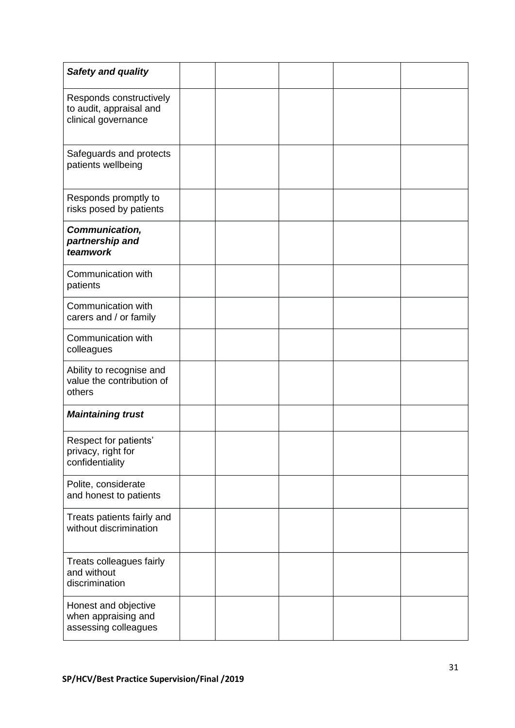| ***Safety and quality*** | | | | | |
|---|---|---|---|---|---|
| Responds constructively to audit, appraisal and clinical governance | | | | | |
| Safeguards and protects patients wellbeing | | | | | |
| Responds promptly to risks posed by patients | | | | | |
| ***Communication, partnership and teamwork*** | | | | | |
| Communication with patients | | | | | |
| Communication with carers and / or family | | | | | |
| Communication with colleagues | | | | | |
| Ability to recognise and value the contribution of others | | | | | |
| ***Maintaining trust*** | | | | | |
| Respect for patients' privacy, right for confidentiality | | | | | |
| Polite, considerate and honest to patients | | | | | |
| Treats patients fairly and without discrimination | | | | | |
| Treats colleagues fairly and without discrimination | | | | | |
| Honest and objective when appraising and assessing colleagues | | | | | |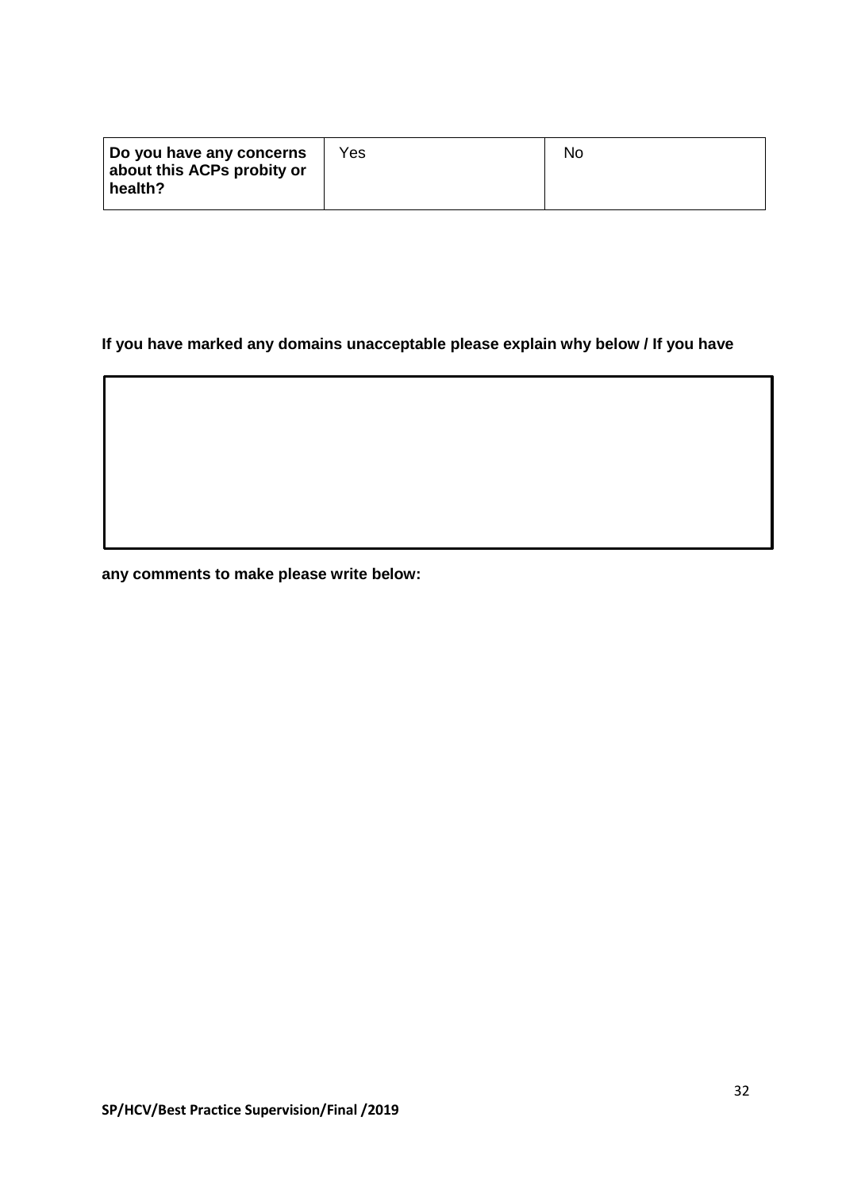| **Do you have any concerns about this ACPs probity or health?** | Yes | No |
|---|---|---|

**If you have marked any domains unacceptable please explain why below / If you have any comments to make please write below:**

| |
|---|
| |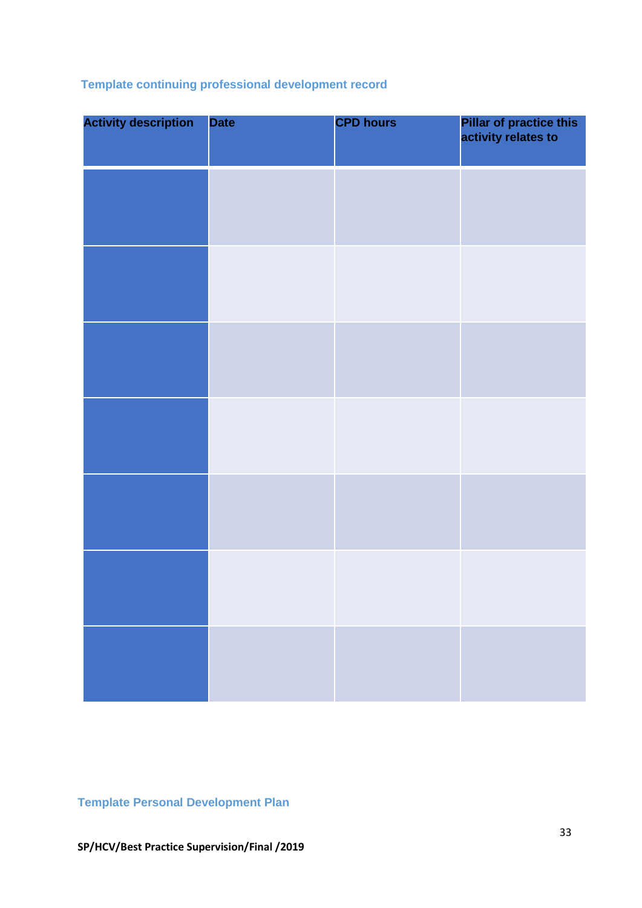### Template continuing professional development record

| Activity description | Date | CPD hours | Pillar of practice this activity relates to |
| --- | --- | --- | --- |
| | | | |
| | | | |
| | | | |
| | | | |
| | | | |
| | | | |
| | | | |

### Template Personal Development Plan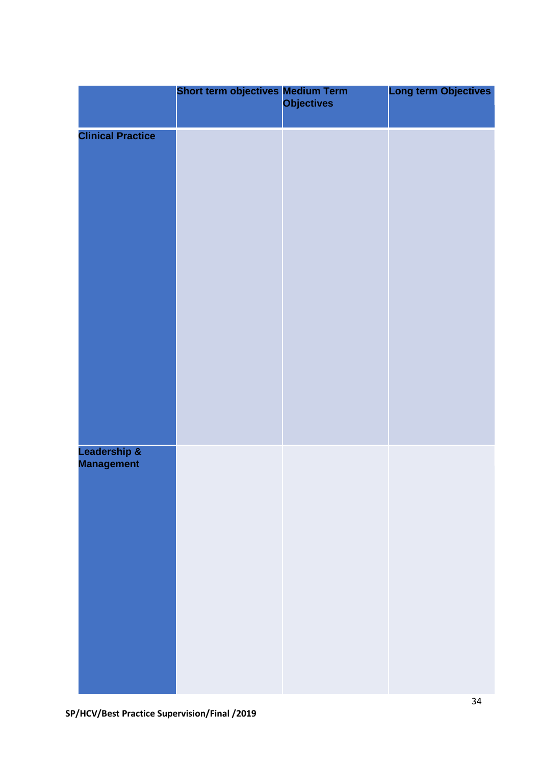| | Short term objectives | Medium Term Objectives | Long term Objectives |
|---|---|---|---|
| Clinical Practice | | | |
| Leadership & Management | | | |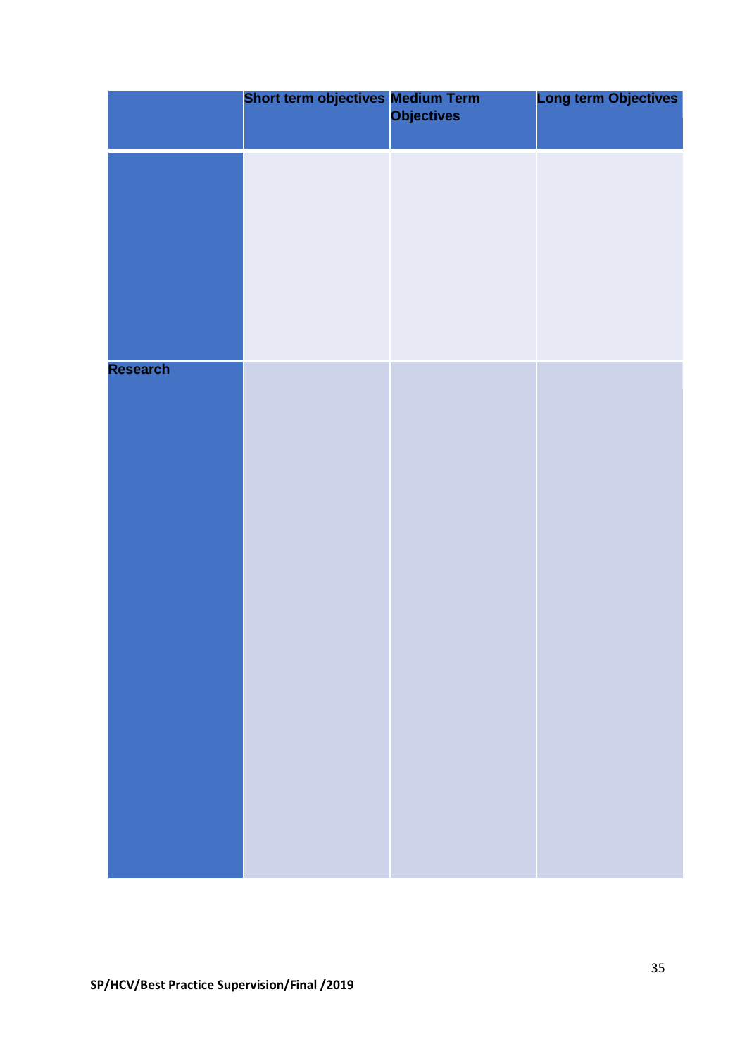| | Short term objectives | Medium Term Objectives | Long term Objectives |
|---|---|---|---|
| | | | |
| Research | | | |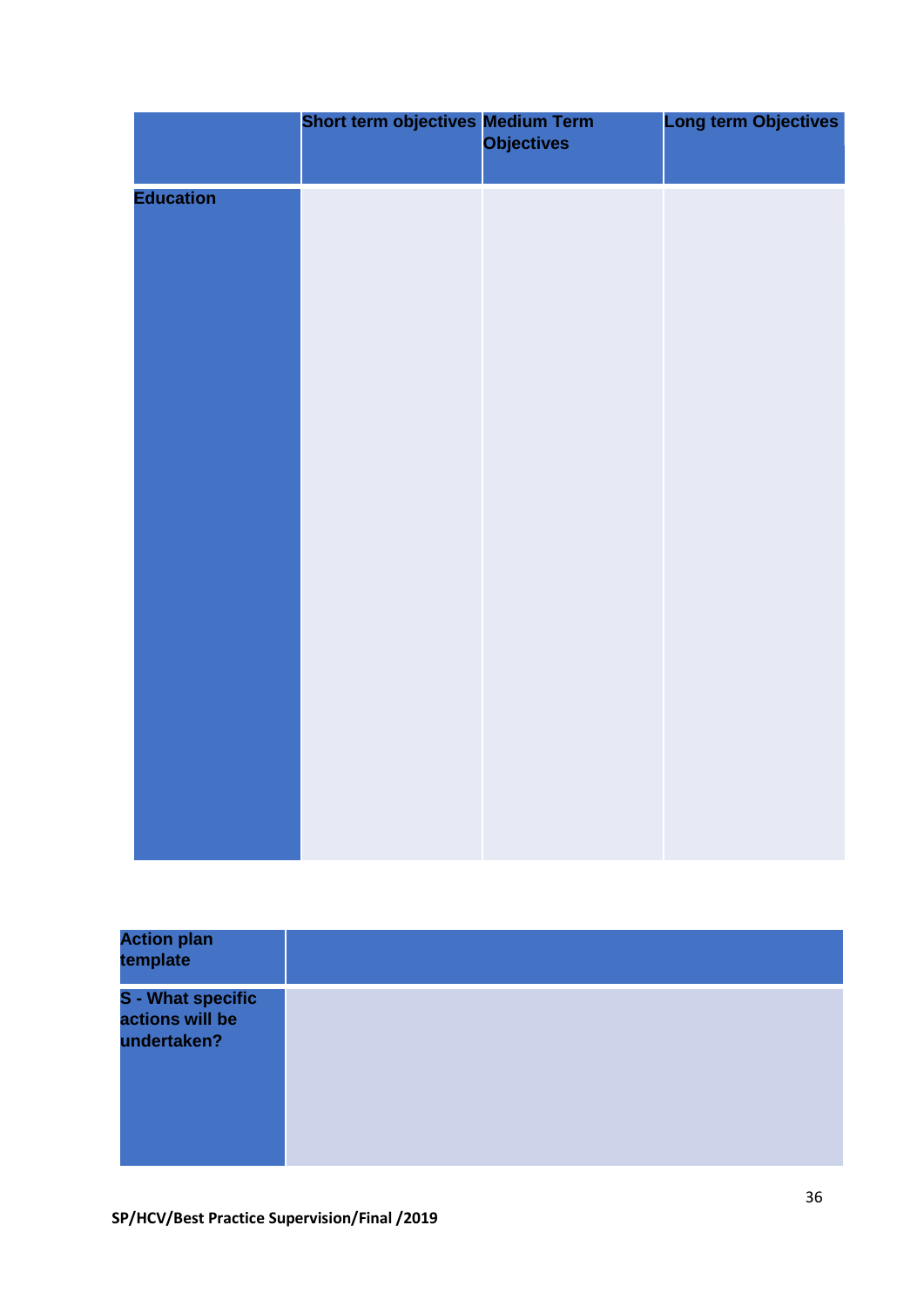| | Short term objectives | Medium Term Objectives | Long term Objectives |
|---|---|---|---|
| Education | | | |

| Action plan template | |
|---|---|
| S - What specific actions will be undertaken? | |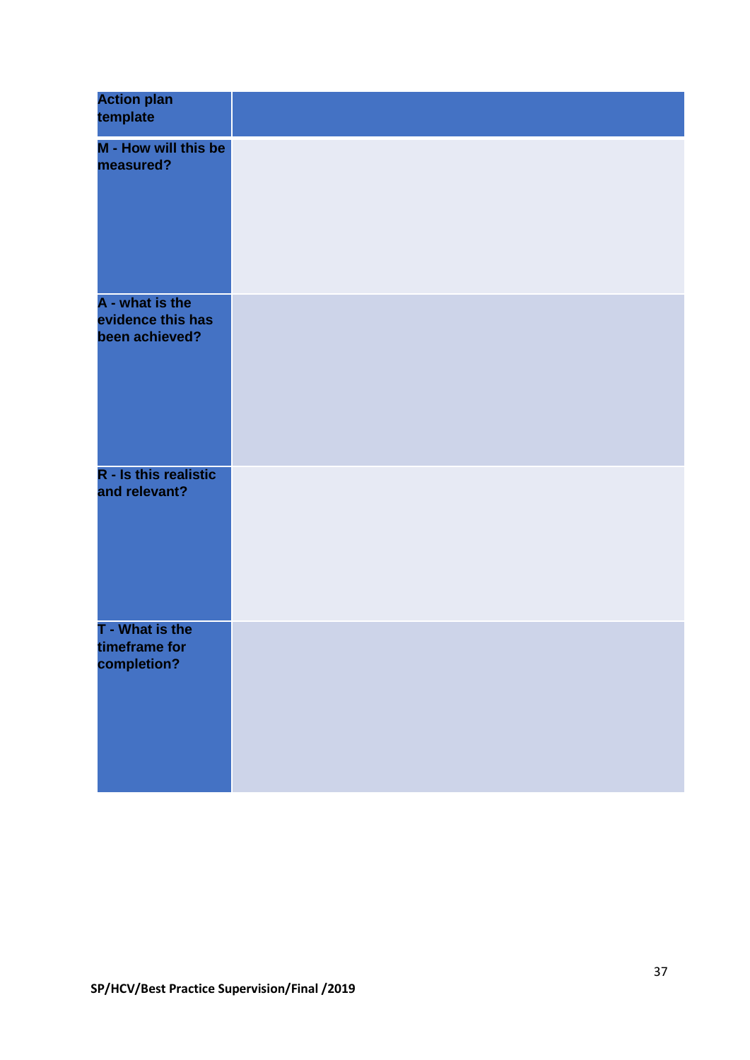| Action plan template | |
|---|---|
| M - How will this be measured? | |
| A - what is the evidence this has been achieved? | |
| R - Is this realistic and relevant? | |
| T - What is the timeframe for completion? | |

SP/HCV/Best Practice Supervision/Final /2019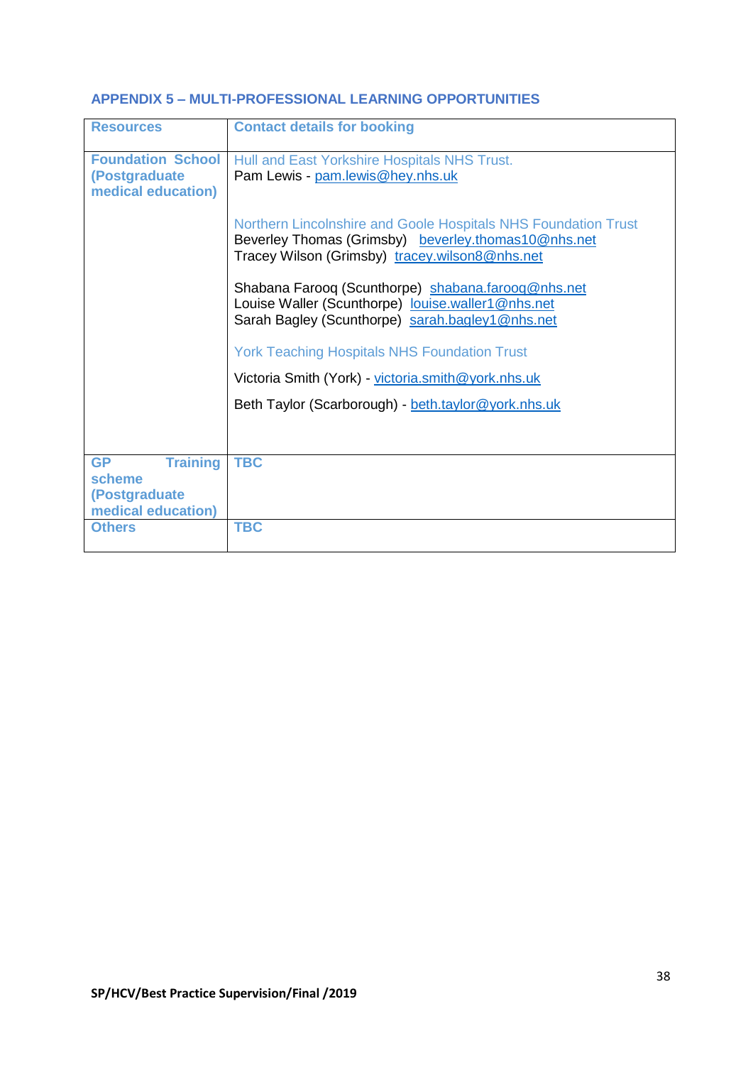## APPENDIX 5 – MULTI-PROFESSIONAL LEARNING OPPORTUNITIES

| Resources | Contact details for booking |
|---|---|
| **Foundation School (Postgraduate medical education)** | Hull and East Yorkshire Hospitals NHS Trust.<br>Pam Lewis - pam.lewis@hey.nhs.uk<br><br>Northern Lincolnshire and Goole Hospitals NHS Foundation Trust<br>Beverley Thomas (Grimsby) beverley.thomas10@nhs.net<br>Tracey Wilson (Grimsby) tracey.wilson8@nhs.net<br><br>Shabana Farooq (Scunthorpe) shabana.farooq@nhs.net<br>Louise Waller (Scunthorpe) louise.waller1@nhs.net<br>Sarah Bagley (Scunthorpe) sarah.bagley1@nhs.net<br><br>York Teaching Hospitals NHS Foundation Trust<br><br>Victoria Smith (York) - victoria.smith@york.nhs.uk<br><br>Beth Taylor (Scarborough) - beth.taylor@york.nhs.uk |
| **GP Training scheme (Postgraduate medical education)** | **TBC** |
| **Others** | **TBC** |

**SP/HCV/Best Practice Supervision/Final /2019**